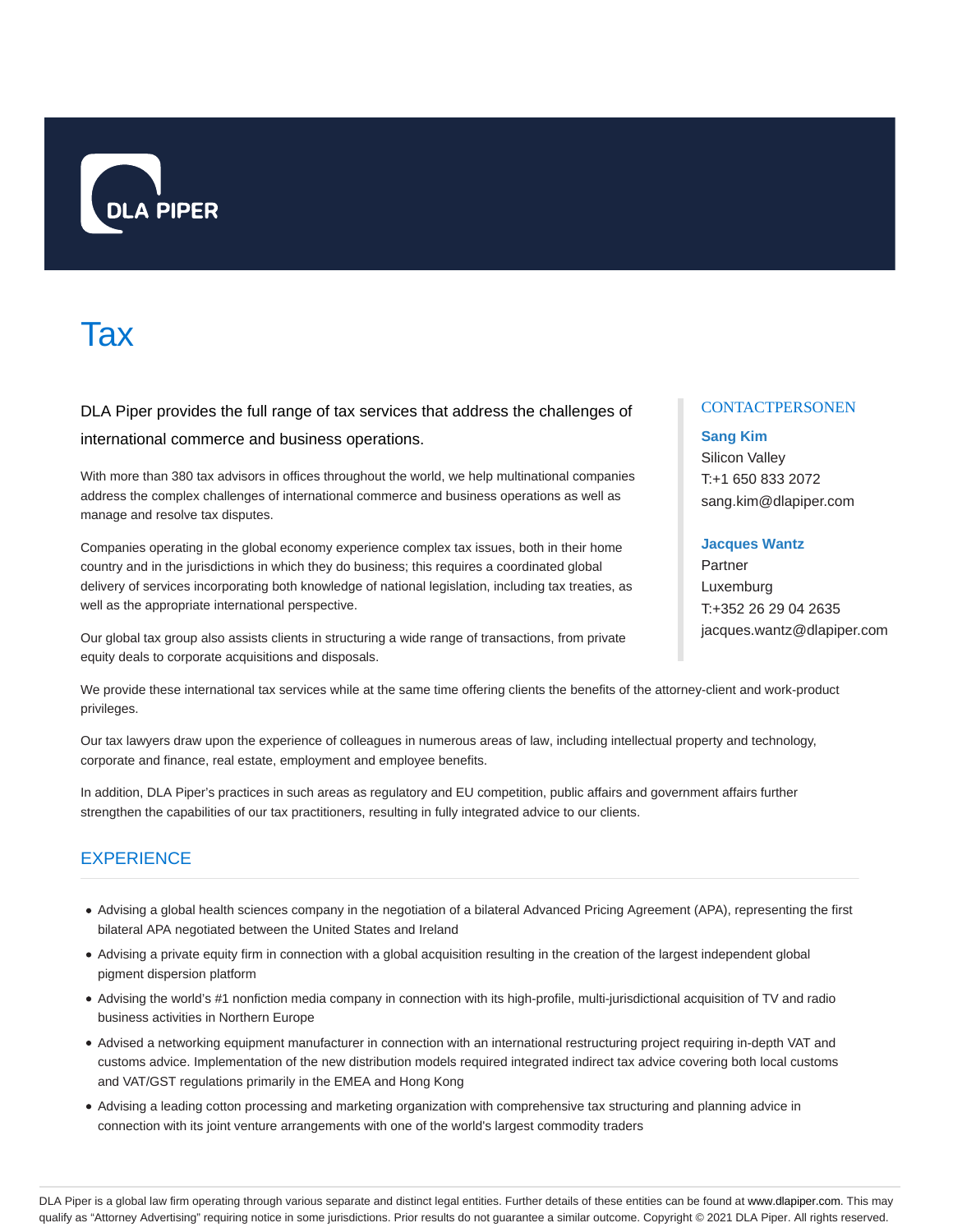DLA PIPER

# Tax

DLA Piper provides the full range of tax services that address the challenges of international commerce and business operations.

With more than 380 tax advisors in offices throughout the world, we help multinational companies address the complex challenges of international commerce and business operations as well as manage and resolve tax disputes.

Companies operating in the global economy experience complex tax issues, both in their home country and in the jurisdictions in which they do business; this requires a coordinated global delivery of services incorporating both knowledge of national legislation, including tax treaties, as well as the appropriate international perspective.

Our global tax group also assists clients in structuring a wide range of transactions, from private equity deals to corporate acquisitions and disposals.

We provide these international tax services while at the same time offering clients the benefits of the attorney-client and work-product privileges.

Our tax lawyers draw upon the experience of colleagues in numerous areas of law, including intellectual property and technology, corporate and finance, real estate, employment and employee benefits.

In addition, DLA Piper's practices in such areas as regulatory and EU competition, public affairs and government affairs further strengthen the capabilities of our tax practitioners, resulting in fully integrated advice to our clients.

### CONTACTPERSONEN

**Sang Kim**
Silicon Valley
T:+1 650 833 2072
sang.kim@dlapiper.com

**Jacques Wantz**
Partner
Luxemburg
T:+352 26 29 04 2635
jacques.wantz@dlapiper.com

## EXPERIENCE

- Advising a global health sciences company in the negotiation of a bilateral Advanced Pricing Agreement (APA), representing the first bilateral APA negotiated between the United States and Ireland
- Advising a private equity firm in connection with a global acquisition resulting in the creation of the largest independent global pigment dispersion platform
- Advising the world's #1 nonfiction media company in connection with its high-profile, multi-jurisdictional acquisition of TV and radio business activities in Northern Europe
- Advised a networking equipment manufacturer in connection with an international restructuring project requiring in-depth VAT and customs advice. Implementation of the new distribution models required integrated indirect tax advice covering both local customs and VAT/GST regulations primarily in the EMEA and Hong Kong
- Advising a leading cotton processing and marketing organization with comprehensive tax structuring and planning advice in connection with its joint venture arrangements with one of the world's largest commodity traders

DLA Piper is a global law firm operating through various separate and distinct legal entities. Further details of these entities can be found at www.dlapiper.com. This may qualify as "Attorney Advertising" requiring notice in some jurisdictions. Prior results do not guarantee a similar outcome. Copyright © 2021 DLA Piper. All rights reserved.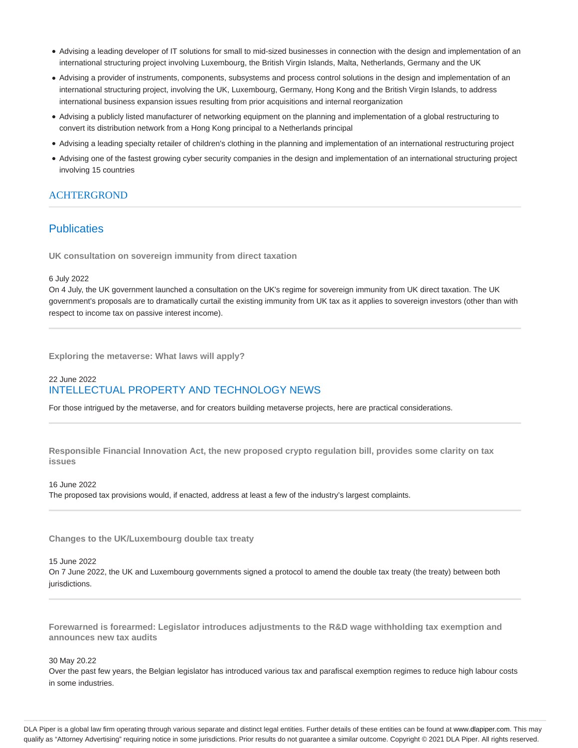- Advising a leading developer of IT solutions for small to mid-sized businesses in connection with the design and implementation of an international structuring project involving Luxembourg, the British Virgin Islands, Malta, Netherlands, Germany and the UK
- Advising a provider of instruments, components, subsystems and process control solutions in the design and implementation of an international structuring project, involving the UK, Luxembourg, Germany, Hong Kong and the British Virgin Islands, to address international business expansion issues resulting from prior acquisitions and internal reorganization
- Advising a publicly listed manufacturer of networking equipment on the planning and implementation of a global restructuring to convert its distribution network from a Hong Kong principal to a Netherlands principal
- Advising a leading specialty retailer of children's clothing in the planning and implementation of an international restructuring project
- Advising one of the fastest growing cyber security companies in the design and implementation of an international structuring project involving 15 countries

## ACHTERGROND

## Publicaties

**UK consultation on sovereign immunity from direct taxation**

6 July 2022
On 4 July, the UK government launched a consultation on the UK's regime for sovereign immunity from UK direct taxation. The UK government's proposals are to dramatically curtail the existing immunity from UK tax as it applies to sovereign investors (other than with respect to income tax on passive interest income).

---

**Exploring the metaverse: What laws will apply?**

22 June 2022
INTELLECTUAL PROPERTY AND TECHNOLOGY NEWS

For those intrigued by the metaverse, and for creators building metaverse projects, here are practical considerations.

---

**Responsible Financial Innovation Act, the new proposed crypto regulation bill, provides some clarity on tax issues**

16 June 2022
The proposed tax provisions would, if enacted, address at least a few of the industry's largest complaints.

---

**Changes to the UK/Luxembourg double tax treaty**

15 June 2022
On 7 June 2022, the UK and Luxembourg governments signed a protocol to amend the double tax treaty (the treaty) between both jurisdictions.

---

**Forewarned is forearmed: Legislator introduces adjustments to the R&D wage withholding tax exemption and announces new tax audits**

30 May 20.22
Over the past few years, the Belgian legislator has introduced various tax and parafiscal exemption regimes to reduce high labour costs in some industries.

DLA Piper is a global law firm operating through various separate and distinct legal entities. Further details of these entities can be found at www.dlapiper.com. This may qualify as "Attorney Advertising" requiring notice in some jurisdictions. Prior results do not guarantee a similar outcome. Copyright © 2021 DLA Piper. All rights reserved.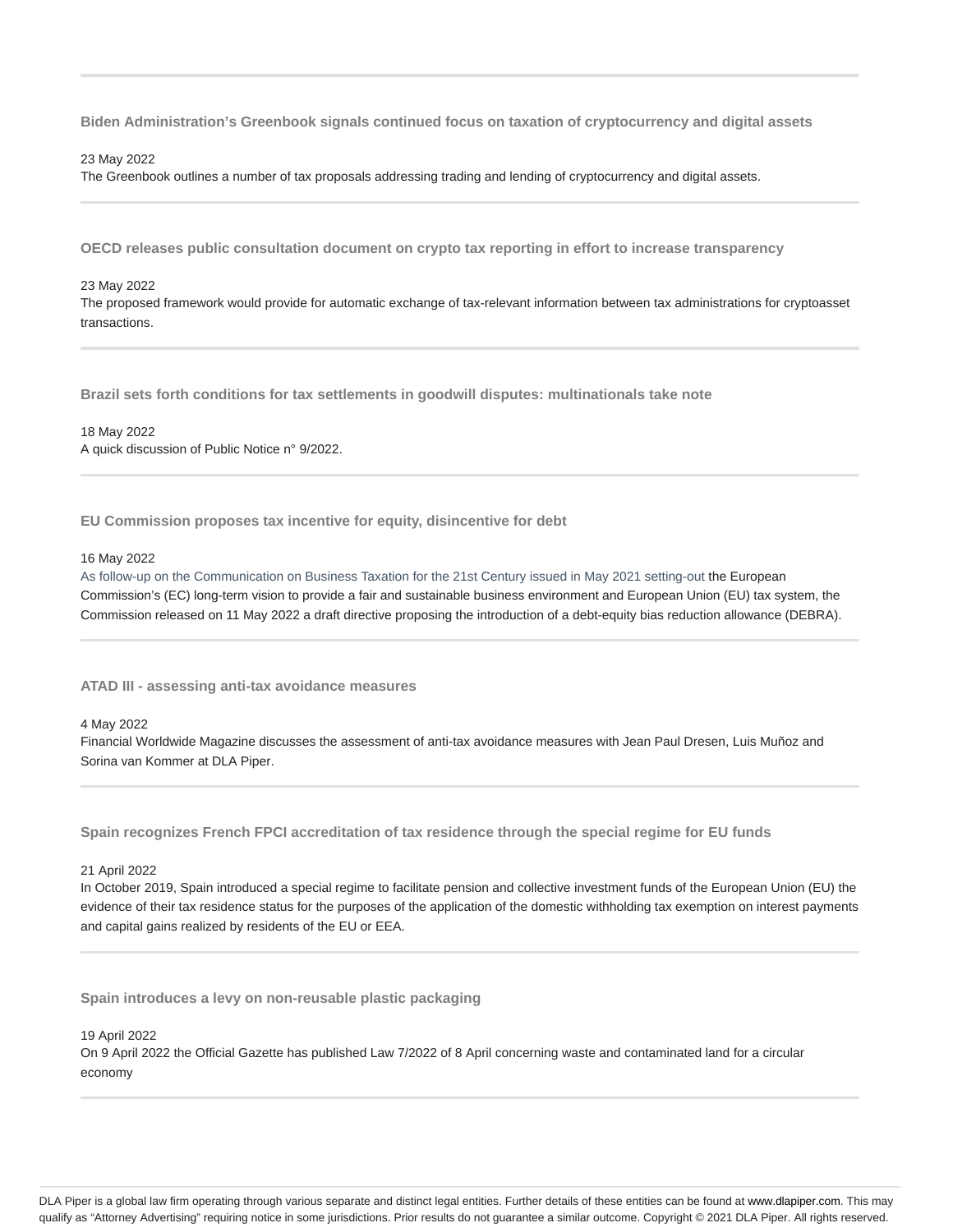**Biden Administration's Greenbook signals continued focus on taxation of cryptocurrency and digital assets**

23 May 2022

The Greenbook outlines a number of tax proposals addressing trading and lending of cryptocurrency and digital assets.

---

**OECD releases public consultation document on crypto tax reporting in effort to increase transparency**

23 May 2022

The proposed framework would provide for automatic exchange of tax-relevant information between tax administrations for cryptoasset transactions.

---

**Brazil sets forth conditions for tax settlements in goodwill disputes: multinationals take note**

18 May 2022

A quick discussion of Public Notice n° 9/2022.

---

**EU Commission proposes tax incentive for equity, disincentive for debt**

16 May 2022

As follow-up on the Communication on Business Taxation for the 21st Century issued in May 2021 setting-out the European Commission's (EC) long-term vision to provide a fair and sustainable business environment and European Union (EU) tax system, the Commission released on 11 May 2022 a draft directive proposing the introduction of a debt-equity bias reduction allowance (DEBRA).

---

**ATAD III - assessing anti-tax avoidance measures**

4 May 2022

Financial Worldwide Magazine discusses the assessment of anti-tax avoidance measures with Jean Paul Dresen, Luis Muñoz and Sorina van Kommer at DLA Piper.

---

**Spain recognizes French FPCI accreditation of tax residence through the special regime for EU funds**

21 April 2022

In October 2019, Spain introduced a special regime to facilitate pension and collective investment funds of the European Union (EU) the evidence of their tax residence status for the purposes of the application of the domestic withholding tax exemption on interest payments and capital gains realized by residents of the EU or EEA.

---

**Spain introduces a levy on non-reusable plastic packaging**

19 April 2022

On 9 April 2022 the Official Gazette has published Law 7/2022 of 8 April concerning waste and contaminated land for a circular economy

---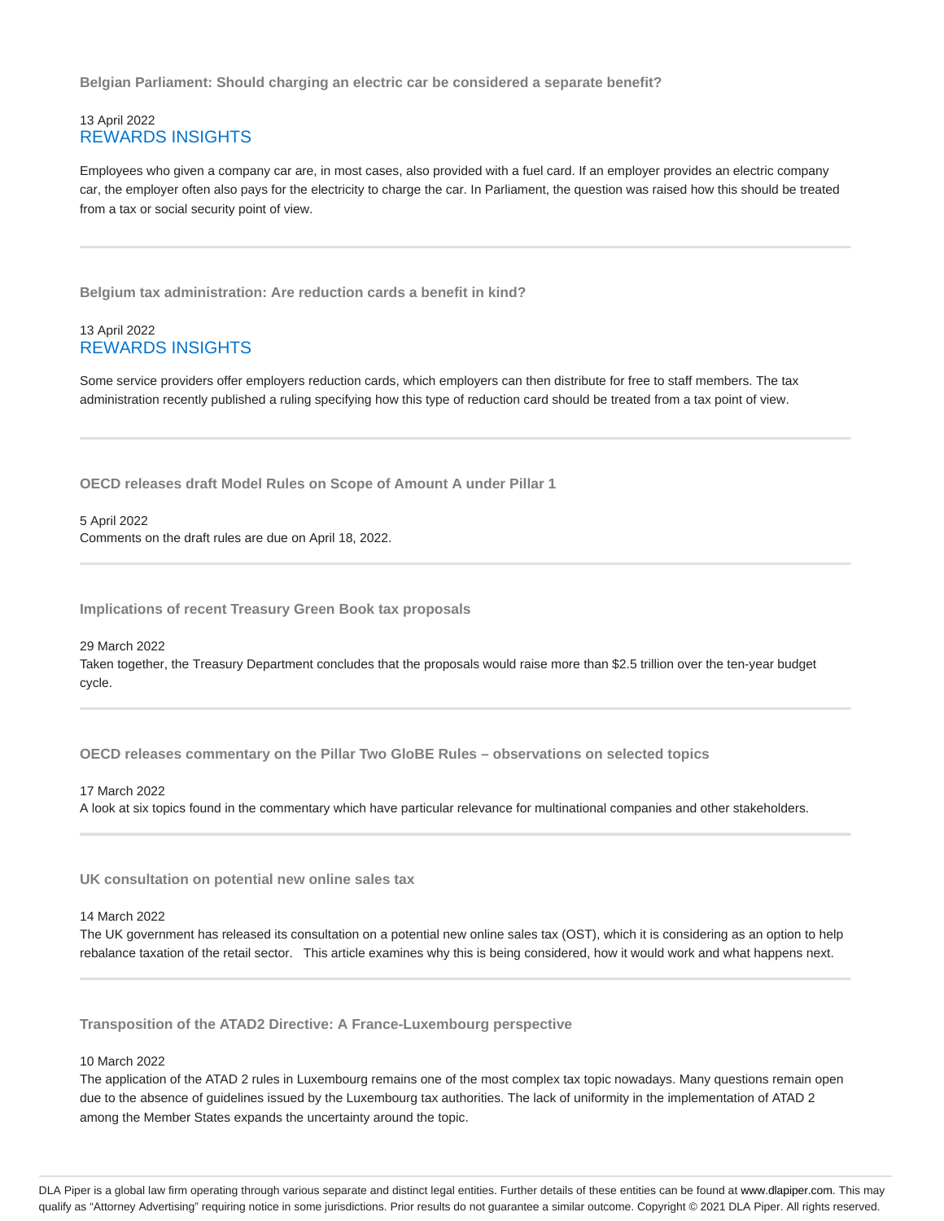### Belgian Parliament: Should charging an electric car be considered a separate benefit?

13 April 2022
REWARDS INSIGHTS

Employees who given a company car are, in most cases, also provided with a fuel card. If an employer provides an electric company car, the employer often also pays for the electricity to charge the car. In Parliament, the question was raised how this should be treated from a tax or social security point of view.

---

### Belgium tax administration: Are reduction cards a benefit in kind?

13 April 2022
REWARDS INSIGHTS

Some service providers offer employers reduction cards, which employers can then distribute for free to staff members. The tax administration recently published a ruling specifying how this type of reduction card should be treated from a tax point of view.

---

### OECD releases draft Model Rules on Scope of Amount A under Pillar 1

5 April 2022
Comments on the draft rules are due on April 18, 2022.

---

### Implications of recent Treasury Green Book tax proposals

29 March 2022
Taken together, the Treasury Department concludes that the proposals would raise more than $2.5 trillion over the ten-year budget cycle.

---

### OECD releases commentary on the Pillar Two GloBE Rules – observations on selected topics

17 March 2022
A look at six topics found in the commentary which have particular relevance for multinational companies and other stakeholders.

---

### UK consultation on potential new online sales tax

14 March 2022
The UK government has released its consultation on a potential new online sales tax (OST), which it is considering as an option to help rebalance taxation of the retail sector. This article examines why this is being considered, how it would work and what happens next.

---

### Transposition of the ATAD2 Directive: A France-Luxembourg perspective

10 March 2022
The application of the ATAD 2 rules in Luxembourg remains one of the most complex tax topic nowadays. Many questions remain open due to the absence of guidelines issued by the Luxembourg tax authorities. The lack of uniformity in the implementation of ATAD 2 among the Member States expands the uncertainty around the topic.

---

DLA Piper is a global law firm operating through various separate and distinct legal entities. Further details of these entities can be found at www.dlapiper.com. This may qualify as "Attorney Advertising" requiring notice in some jurisdictions. Prior results do not guarantee a similar outcome. Copyright © 2021 DLA Piper. All rights reserved.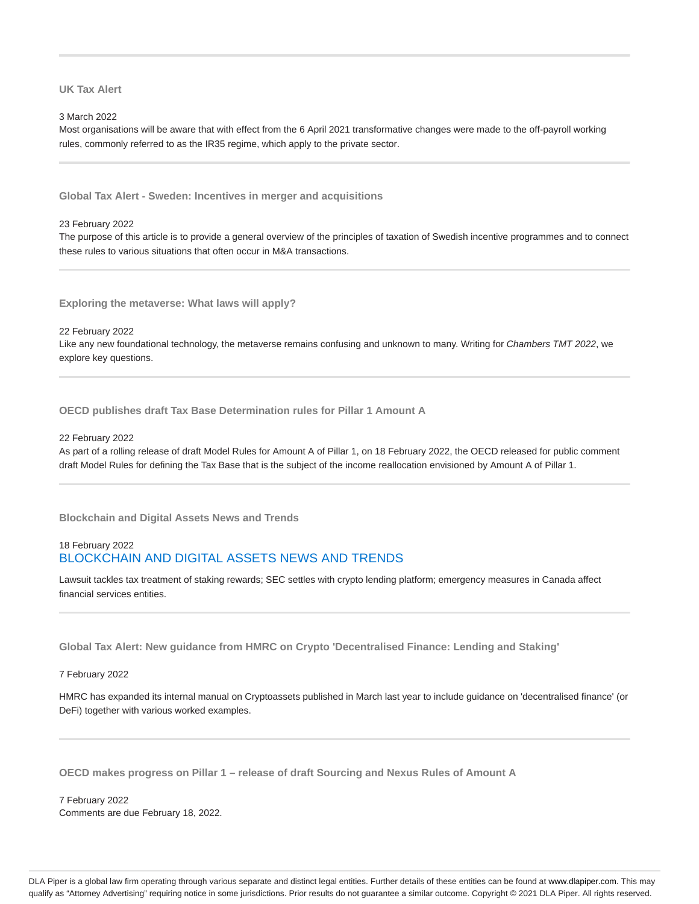### UK Tax Alert

3 March 2022

Most organisations will be aware that with effect from the 6 April 2021 transformative changes were made to the off-payroll working rules, commonly referred to as the IR35 regime, which apply to the private sector.

### Global Tax Alert - Sweden: Incentives in merger and acquisitions

23 February 2022

The purpose of this article is to provide a general overview of the principles of taxation of Swedish incentive programmes and to connect these rules to various situations that often occur in M&A transactions.

### Exploring the metaverse: What laws will apply?

22 February 2022

Like any new foundational technology, the metaverse remains confusing and unknown to many. Writing for *Chambers TMT 2022*, we explore key questions.

### OECD publishes draft Tax Base Determination rules for Pillar 1 Amount A

22 February 2022

As part of a rolling release of draft Model Rules for Amount A of Pillar 1, on 18 February 2022, the OECD released for public comment draft Model Rules for defining the Tax Base that is the subject of the income reallocation envisioned by Amount A of Pillar 1.

### Blockchain and Digital Assets News and Trends

18 February 2022

BLOCKCHAIN AND DIGITAL ASSETS NEWS AND TRENDS

Lawsuit tackles tax treatment of staking rewards; SEC settles with crypto lending platform; emergency measures in Canada affect financial services entities.

### Global Tax Alert: New guidance from HMRC on Crypto 'Decentralised Finance: Lending and Staking'

7 February 2022

HMRC has expanded its internal manual on Cryptoassets published in March last year to include guidance on 'decentralised finance' (or DeFi) together with various worked examples.

### OECD makes progress on Pillar 1 – release of draft Sourcing and Nexus Rules of Amount A

7 February 2022

Comments are due February 18, 2022.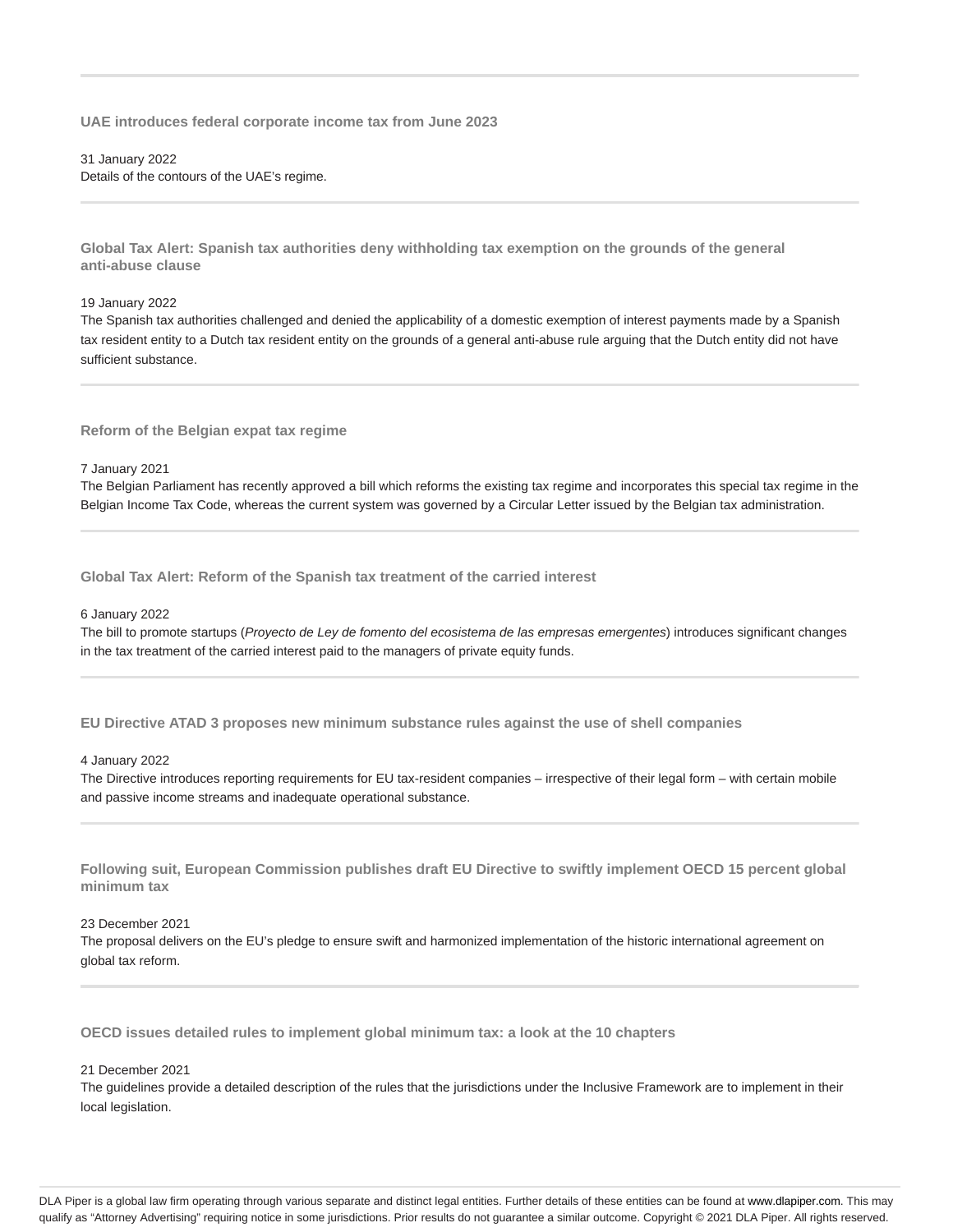### UAE introduces federal corporate income tax from June 2023

31 January 2022
Details of the contours of the UAE's regime.

### Global Tax Alert: Spanish tax authorities deny withholding tax exemption on the grounds of the general anti-abuse clause

19 January 2022
The Spanish tax authorities challenged and denied the applicability of a domestic exemption of interest payments made by a Spanish tax resident entity to a Dutch tax resident entity on the grounds of a general anti-abuse rule arguing that the Dutch entity did not have sufficient substance.

### Reform of the Belgian expat tax regime

7 January 2021
The Belgian Parliament has recently approved a bill which reforms the existing tax regime and incorporates this special tax regime in the Belgian Income Tax Code, whereas the current system was governed by a Circular Letter issued by the Belgian tax administration.

### Global Tax Alert: Reform of the Spanish tax treatment of the carried interest

6 January 2022
The bill to promote startups (*Proyecto de Ley de fomento del ecosistema de las empresas emergentes*) introduces significant changes in the tax treatment of the carried interest paid to the managers of private equity funds.

### EU Directive ATAD 3 proposes new minimum substance rules against the use of shell companies

4 January 2022
The Directive introduces reporting requirements for EU tax-resident companies – irrespective of their legal form – with certain mobile and passive income streams and inadequate operational substance.

### Following suit, European Commission publishes draft EU Directive to swiftly implement OECD 15 percent global minimum tax

23 December 2021
The proposal delivers on the EU's pledge to ensure swift and harmonized implementation of the historic international agreement on global tax reform.

### OECD issues detailed rules to implement global minimum tax: a look at the 10 chapters

21 December 2021
The guidelines provide a detailed description of the rules that the jurisdictions under the Inclusive Framework are to implement in their local legislation.

DLA Piper is a global law firm operating through various separate and distinct legal entities. Further details of these entities can be found at www.dlapiper.com. This may qualify as "Attorney Advertising" requiring notice in some jurisdictions. Prior results do not guarantee a similar outcome. Copyright © 2021 DLA Piper. All rights reserved.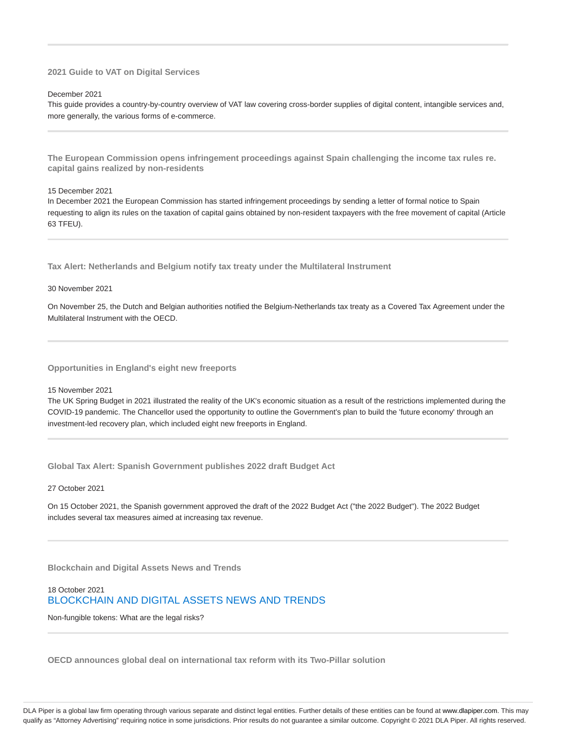---

### 2021 Guide to VAT on Digital Services

December 2021

This guide provides a country-by-country overview of VAT law covering cross-border supplies of digital content, intangible services and, more generally, the various forms of e-commerce.

---

### The European Commission opens infringement proceedings against Spain challenging the income tax rules re. capital gains realized by non-residents

15 December 2021

In December 2021 the European Commission has started infringement proceedings by sending a letter of formal notice to Spain requesting to align its rules on the taxation of capital gains obtained by non-resident taxpayers with the free movement of capital (Article 63 TFEU).

---

### Tax Alert: Netherlands and Belgium notify tax treaty under the Multilateral Instrument

30 November 2021

On November 25, the Dutch and Belgian authorities notified the Belgium-Netherlands tax treaty as a Covered Tax Agreement under the Multilateral Instrument with the OECD.

---

### Opportunities in England's eight new freeports

15 November 2021

The UK Spring Budget in 2021 illustrated the reality of the UK's economic situation as a result of the restrictions implemented during the COVID-19 pandemic. The Chancellor used the opportunity to outline the Government's plan to build the 'future economy' through an investment-led recovery plan, which included eight new freeports in England.

---

### Global Tax Alert: Spanish Government publishes 2022 draft Budget Act

27 October 2021

On 15 October 2021, the Spanish government approved the draft of the 2022 Budget Act ("the 2022 Budget"). The 2022 Budget includes several tax measures aimed at increasing tax revenue.

---

### Blockchain and Digital Assets News and Trends

18 October 2021

BLOCKCHAIN AND DIGITAL ASSETS NEWS AND TRENDS

Non-fungible tokens: What are the legal risks?

---

### OECD announces global deal on international tax reform with its Two-Pillar solution

DLA Piper is a global law firm operating through various separate and distinct legal entities. Further details of these entities can be found at www.dlapiper.com. This may qualify as "Attorney Advertising" requiring notice in some jurisdictions. Prior results do not guarantee a similar outcome. Copyright © 2021 DLA Piper. All rights reserved.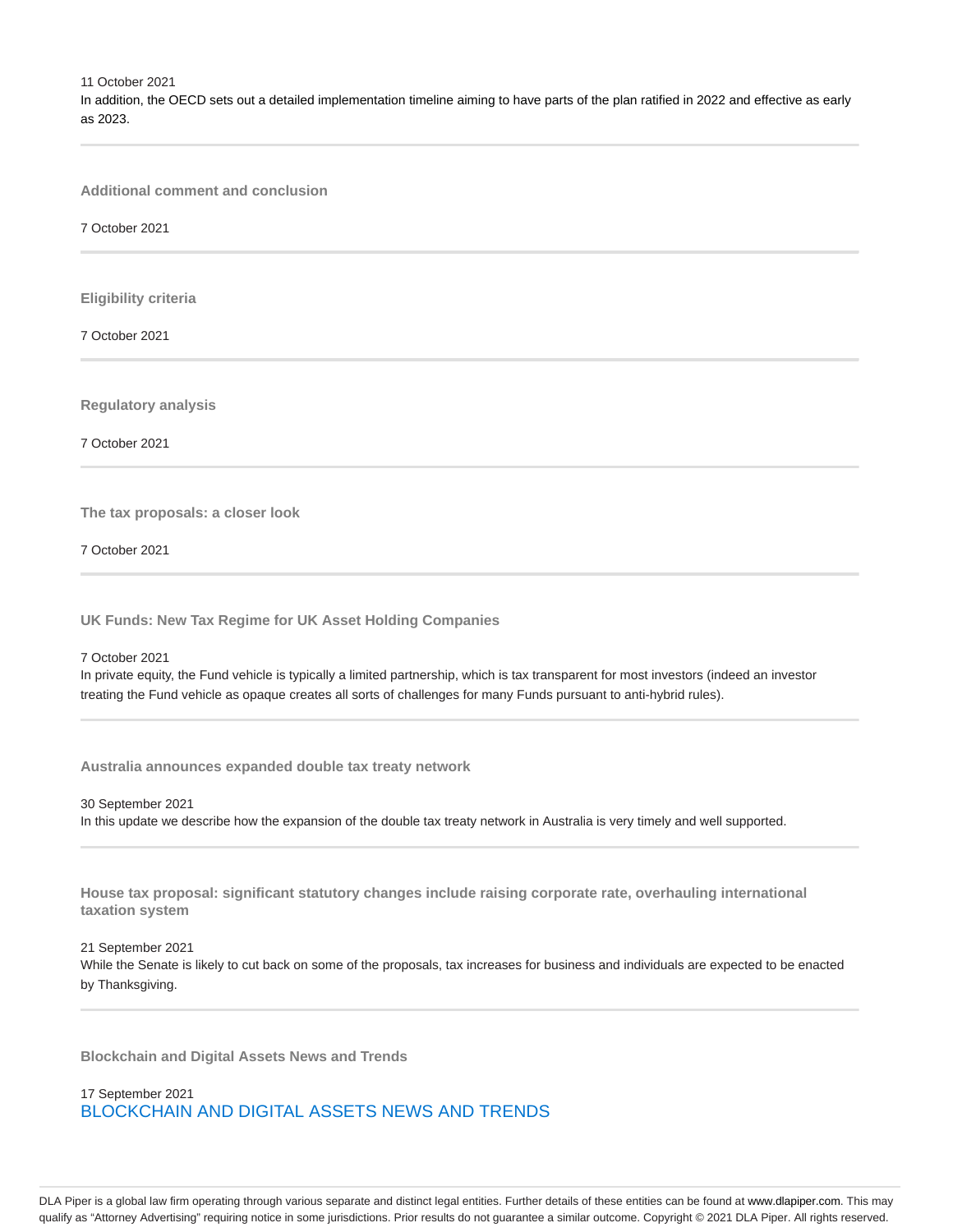11 October 2021

In addition, the OECD sets out a detailed implementation timeline aiming to have parts of the plan ratified in 2022 and effective as early as 2023.

---

### Additional comment and conclusion

7 October 2021

---

### Eligibility criteria

7 October 2021

---

### Regulatory analysis

7 October 2021

---

### The tax proposals: a closer look

7 October 2021

---

### UK Funds: New Tax Regime for UK Asset Holding Companies

7 October 2021

In private equity, the Fund vehicle is typically a limited partnership, which is tax transparent for most investors (indeed an investor treating the Fund vehicle as opaque creates all sorts of challenges for many Funds pursuant to anti-hybrid rules).

---

### Australia announces expanded double tax treaty network

30 September 2021

In this update we describe how the expansion of the double tax treaty network in Australia is very timely and well supported.

---

### House tax proposal: significant statutory changes include raising corporate rate, overhauling international taxation system

21 September 2021

While the Senate is likely to cut back on some of the proposals, tax increases for business and individuals are expected to be enacted by Thanksgiving.

---

### Blockchain and Digital Assets News and Trends

17 September 2021

BLOCKCHAIN AND DIGITAL ASSETS NEWS AND TRENDS

DLA Piper is a global law firm operating through various separate and distinct legal entities. Further details of these entities can be found at www.dlapiper.com. This may qualify as "Attorney Advertising" requiring notice in some jurisdictions. Prior results do not guarantee a similar outcome. Copyright © 2021 DLA Piper. All rights reserved.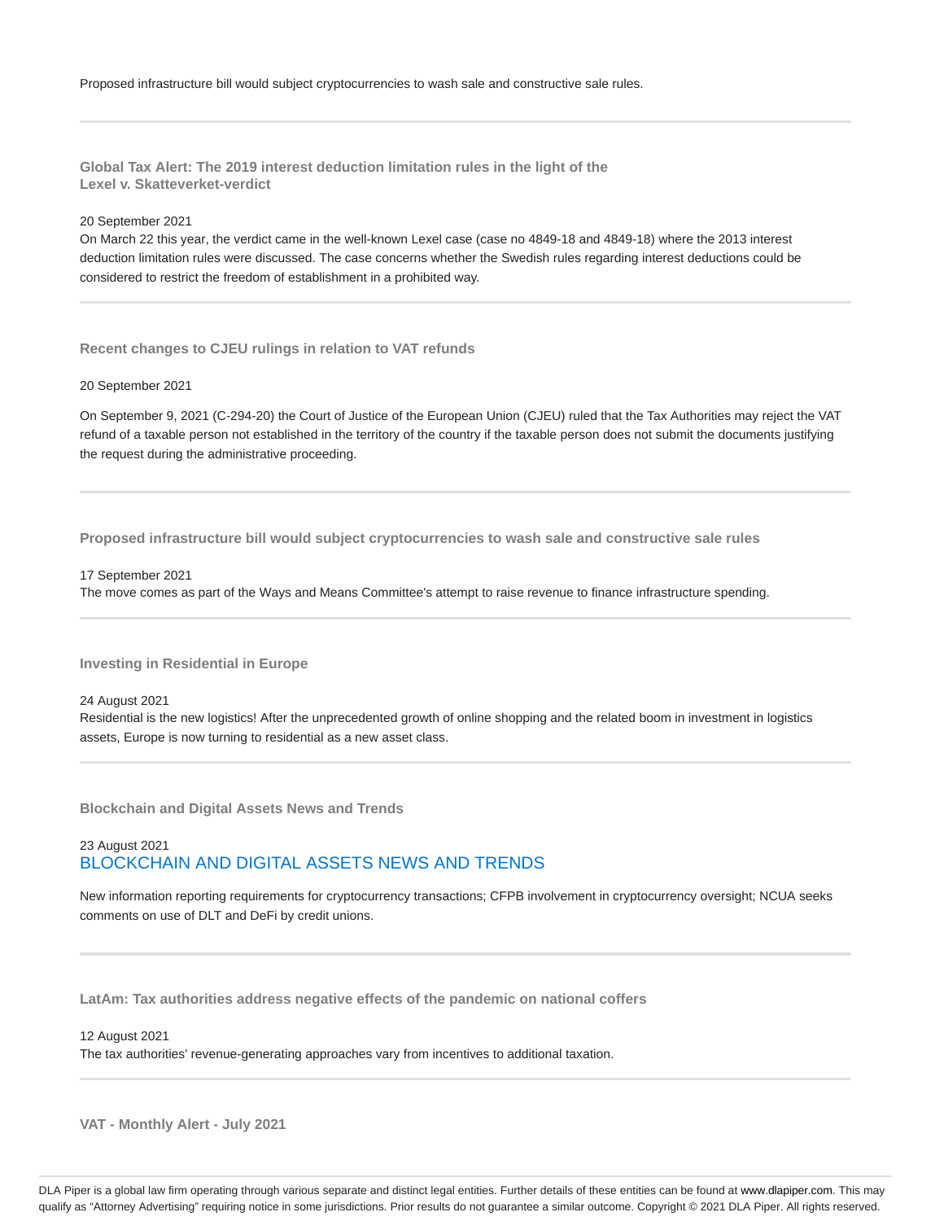Proposed infrastructure bill would subject cryptocurrencies to wash sale and constructive sale rules.

---

### Global Tax Alert: The 2019 interest deduction limitation rules in the light of the Lexel v. Skatteverket-verdict

20 September 2021

On March 22 this year, the verdict came in the well-known Lexel case (case no 4849-18 and 4849-18) where the 2013 interest deduction limitation rules were discussed. The case concerns whether the Swedish rules regarding interest deductions could be considered to restrict the freedom of establishment in a prohibited way.

---

### Recent changes to CJEU rulings in relation to VAT refunds

20 September 2021

On September 9, 2021 (C-294-20) the Court of Justice of the European Union (CJEU) ruled that the Tax Authorities may reject the VAT refund of a taxable person not established in the territory of the country if the taxable person does not submit the documents justifying the request during the administrative proceeding.

---

### Proposed infrastructure bill would subject cryptocurrencies to wash sale and constructive sale rules

17 September 2021

The move comes as part of the Ways and Means Committee's attempt to raise revenue to finance infrastructure spending.

---

### Investing in Residential in Europe

24 August 2021

Residential is the new logistics! After the unprecedented growth of online shopping and the related boom in investment in logistics assets, Europe is now turning to residential as a new asset class.

---

### Blockchain and Digital Assets News and Trends

23 August 2021

BLOCKCHAIN AND DIGITAL ASSETS NEWS AND TRENDS

New information reporting requirements for cryptocurrency transactions; CFPB involvement in cryptocurrency oversight; NCUA seeks comments on use of DLT and DeFi by credit unions.

---

### LatAm: Tax authorities address negative effects of the pandemic on national coffers

12 August 2021

The tax authorities' revenue-generating approaches vary from incentives to additional taxation.

---

### VAT - Monthly Alert - July 2021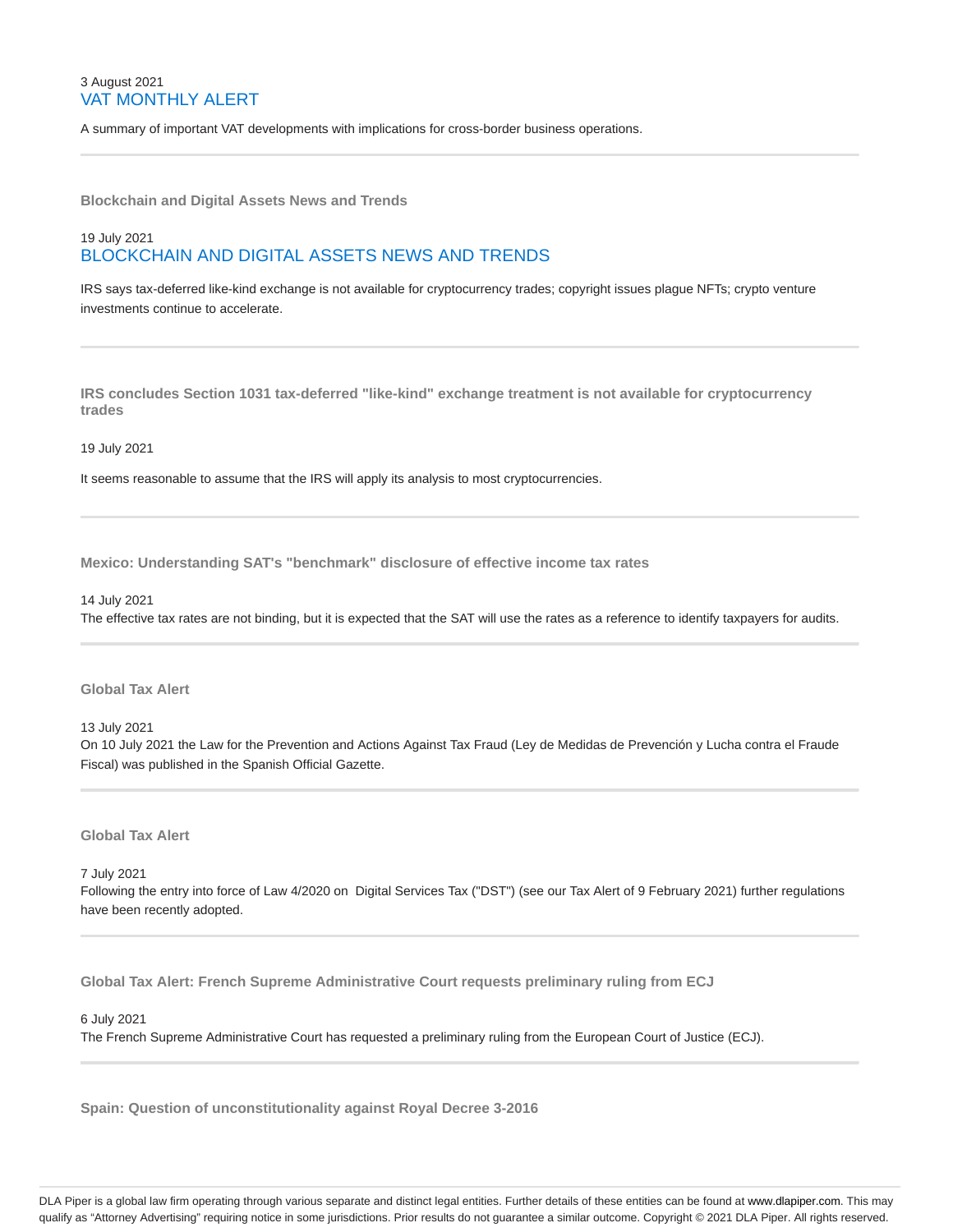3 August 2021

## VAT MONTHLY ALERT

A summary of important VAT developments with implications for cross-border business operations.

---

### Blockchain and Digital Assets News and Trends

19 July 2021

## BLOCKCHAIN AND DIGITAL ASSETS NEWS AND TRENDS

IRS says tax-deferred like-kind exchange is not available for cryptocurrency trades; copyright issues plague NFTs; crypto venture investments continue to accelerate.

---

### IRS concludes Section 1031 tax-deferred "like-kind" exchange treatment is not available for cryptocurrency trades

19 July 2021

It seems reasonable to assume that the IRS will apply its analysis to most cryptocurrencies.

---

### Mexico: Understanding SAT's "benchmark" disclosure of effective income tax rates

14 July 2021

The effective tax rates are not binding, but it is expected that the SAT will use the rates as a reference to identify taxpayers for audits.

---

### Global Tax Alert

13 July 2021

On 10 July 2021 the Law for the Prevention and Actions Against Tax Fraud (Ley de Medidas de Prevención y Lucha contra el Fraude Fiscal) was published in the Spanish Official Gazette.

---

### Global Tax Alert

7 July 2021

Following the entry into force of Law 4/2020 on Digital Services Tax ("DST") (see our Tax Alert of 9 February 2021) further regulations have been recently adopted.

---

### Global Tax Alert: French Supreme Administrative Court requests preliminary ruling from ECJ

6 July 2021

The French Supreme Administrative Court has requested a preliminary ruling from the European Court of Justice (ECJ).

---

### Spain: Question of unconstitutionality against Royal Decree 3-2016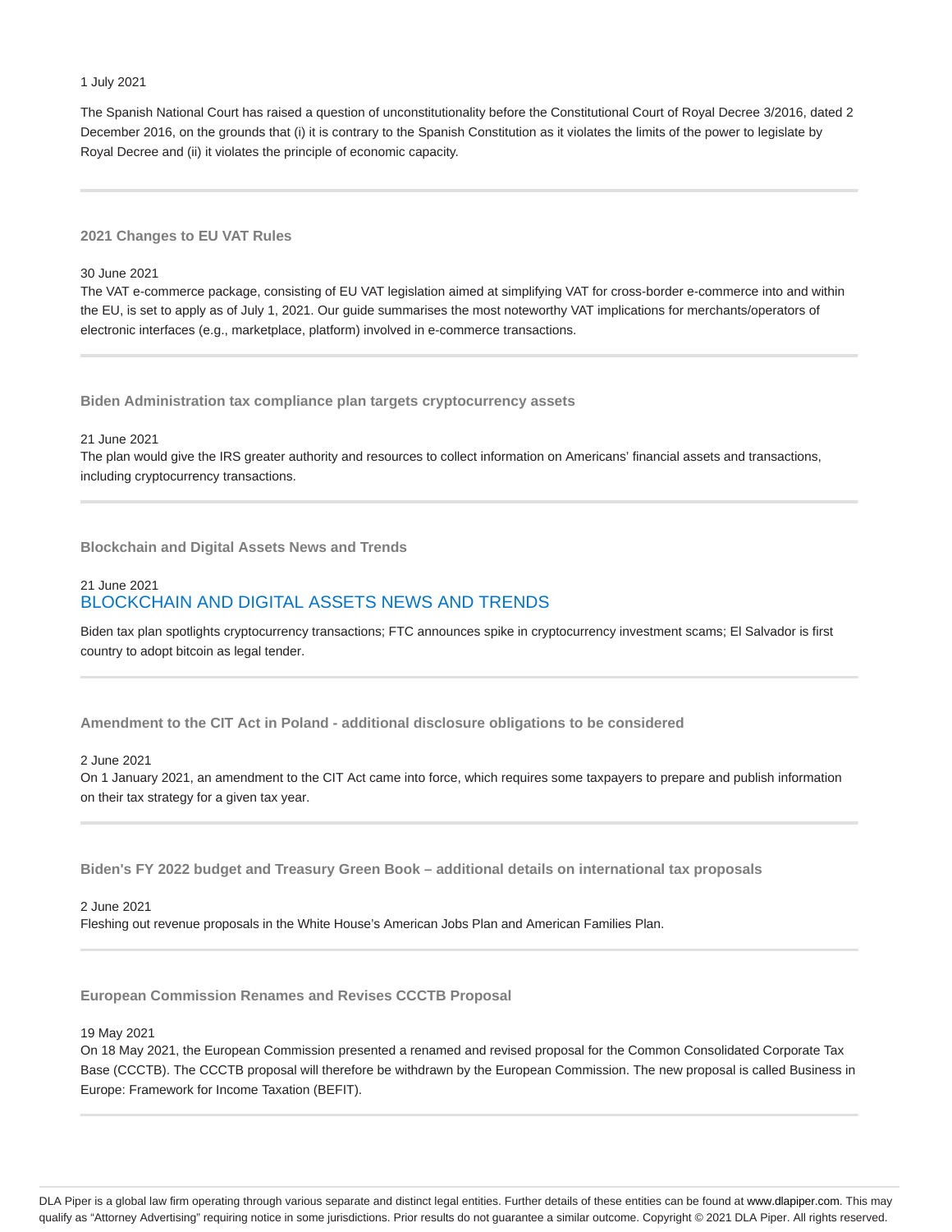1 July 2021

The Spanish National Court has raised a question of unconstitutionality before the Constitutional Court of Royal Decree 3/2016, dated 2 December 2016, on the grounds that (i) it is contrary to the Spanish Constitution as it violates the limits of the power to legislate by Royal Decree and (ii) it violates the principle of economic capacity.

---

### 2021 Changes to EU VAT Rules

30 June 2021

The VAT e-commerce package, consisting of EU VAT legislation aimed at simplifying VAT for cross-border e-commerce into and within the EU, is set to apply as of July 1, 2021. Our guide summarises the most noteworthy VAT implications for merchants/operators of electronic interfaces (e.g., marketplace, platform) involved in e-commerce transactions.

---

### Biden Administration tax compliance plan targets cryptocurrency assets

21 June 2021

The plan would give the IRS greater authority and resources to collect information on Americans' financial assets and transactions, including cryptocurrency transactions.

---

### Blockchain and Digital Assets News and Trends

21 June 2021

BLOCKCHAIN AND DIGITAL ASSETS NEWS AND TRENDS

Biden tax plan spotlights cryptocurrency transactions; FTC announces spike in cryptocurrency investment scams; El Salvador is first country to adopt bitcoin as legal tender.

---

### Amendment to the CIT Act in Poland - additional disclosure obligations to be considered

2 June 2021

On 1 January 2021, an amendment to the CIT Act came into force, which requires some taxpayers to prepare and publish information on their tax strategy for a given tax year.

---

### Biden's FY 2022 budget and Treasury Green Book – additional details on international tax proposals

2 June 2021

Fleshing out revenue proposals in the White House's American Jobs Plan and American Families Plan.

---

### European Commission Renames and Revises CCCTB Proposal

19 May 2021

On 18 May 2021, the European Commission presented a renamed and revised proposal for the Common Consolidated Corporate Tax Base (CCCTB). The CCCTB proposal will therefore be withdrawn by the European Commission. The new proposal is called Business in Europe: Framework for Income Taxation (BEFIT).

---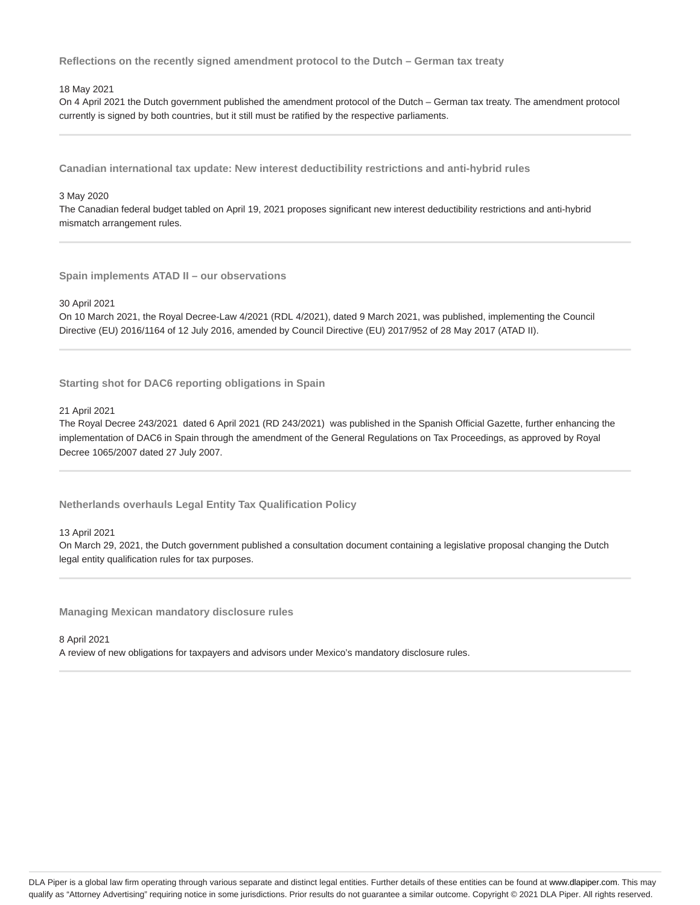### Reflections on the recently signed amendment protocol to the Dutch – German tax treaty

18 May 2021

On 4 April 2021 the Dutch government published the amendment protocol of the Dutch – German tax treaty. The amendment protocol currently is signed by both countries, but it still must be ratified by the respective parliaments.

---

### Canadian international tax update: New interest deductibility restrictions and anti-hybrid rules

3 May 2020

The Canadian federal budget tabled on April 19, 2021 proposes significant new interest deductibility restrictions and anti-hybrid mismatch arrangement rules.

---

### Spain implements ATAD II – our observations

30 April 2021

On 10 March 2021, the Royal Decree-Law 4/2021 (RDL 4/2021), dated 9 March 2021, was published, implementing the Council Directive (EU) 2016/1164 of 12 July 2016, amended by Council Directive (EU) 2017/952 of 28 May 2017 (ATAD II).

---

### Starting shot for DAC6 reporting obligations in Spain

21 April 2021

The Royal Decree 243/2021 dated 6 April 2021 (RD 243/2021) was published in the Spanish Official Gazette, further enhancing the implementation of DAC6 in Spain through the amendment of the General Regulations on Tax Proceedings, as approved by Royal Decree 1065/2007 dated 27 July 2007.

---

### Netherlands overhauls Legal Entity Tax Qualification Policy

13 April 2021

On March 29, 2021, the Dutch government published a consultation document containing a legislative proposal changing the Dutch legal entity qualification rules for tax purposes.

---

### Managing Mexican mandatory disclosure rules

8 April 2021

A review of new obligations for taxpayers and advisors under Mexico's mandatory disclosure rules.

---

DLA Piper is a global law firm operating through various separate and distinct legal entities. Further details of these entities can be found at www.dlapiper.com. This may qualify as "Attorney Advertising" requiring notice in some jurisdictions. Prior results do not guarantee a similar outcome. Copyright © 2021 DLA Piper. All rights reserved.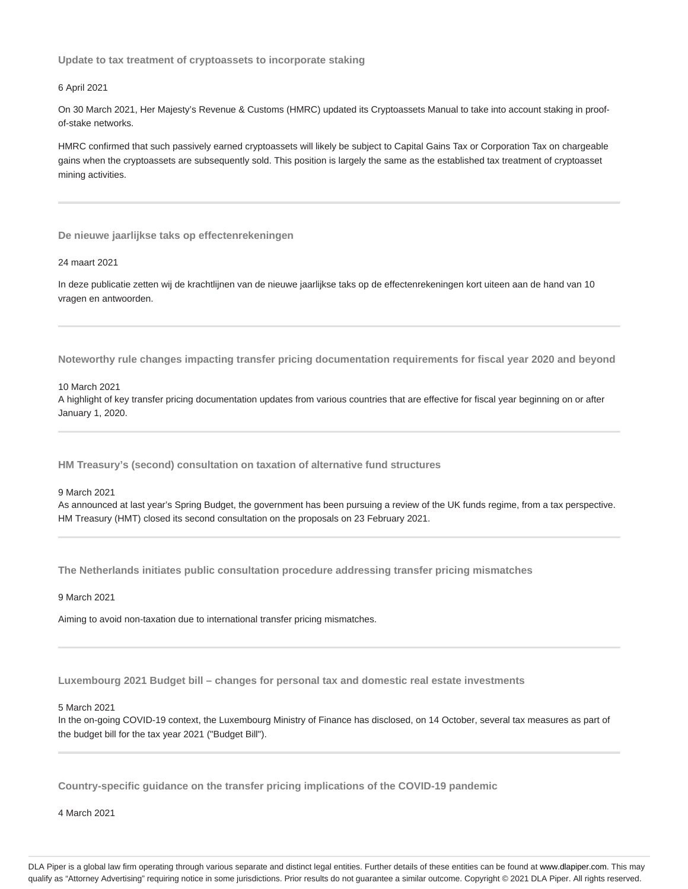### Update to tax treatment of cryptoassets to incorporate staking

6 April 2021

On 30 March 2021, Her Majesty's Revenue & Customs (HMRC) updated its Cryptoassets Manual to take into account staking in proof-of-stake networks.

HMRC confirmed that such passively earned cryptoassets will likely be subject to Capital Gains Tax or Corporation Tax on chargeable gains when the cryptoassets are subsequently sold. This position is largely the same as the established tax treatment of cryptoasset mining activities.

---

### De nieuwe jaarlijkse taks op effectenrekeningen

24 maart 2021

In deze publicatie zetten wij de krachtlijnen van de nieuwe jaarlijkse taks op de effectenrekeningen kort uiteen aan de hand van 10 vragen en antwoorden.

---

### Noteworthy rule changes impacting transfer pricing documentation requirements for fiscal year 2020 and beyond

10 March 2021
A highlight of key transfer pricing documentation updates from various countries that are effective for fiscal year beginning on or after January 1, 2020.

---

### HM Treasury's (second) consultation on taxation of alternative fund structures

9 March 2021
As announced at last year's Spring Budget, the government has been pursuing a review of the UK funds regime, from a tax perspective. HM Treasury (HMT) closed its second consultation on the proposals on 23 February 2021.

---

### The Netherlands initiates public consultation procedure addressing transfer pricing mismatches

9 March 2021

Aiming to avoid non-taxation due to international transfer pricing mismatches.

---

### Luxembourg 2021 Budget bill – changes for personal tax and domestic real estate investments

5 March 2021
In the on-going COVID-19 context, the Luxembourg Ministry of Finance has disclosed, on 14 October, several tax measures as part of the budget bill for the tax year 2021 ("Budget Bill").

---

### Country-specific guidance on the transfer pricing implications of the COVID-19 pandemic

4 March 2021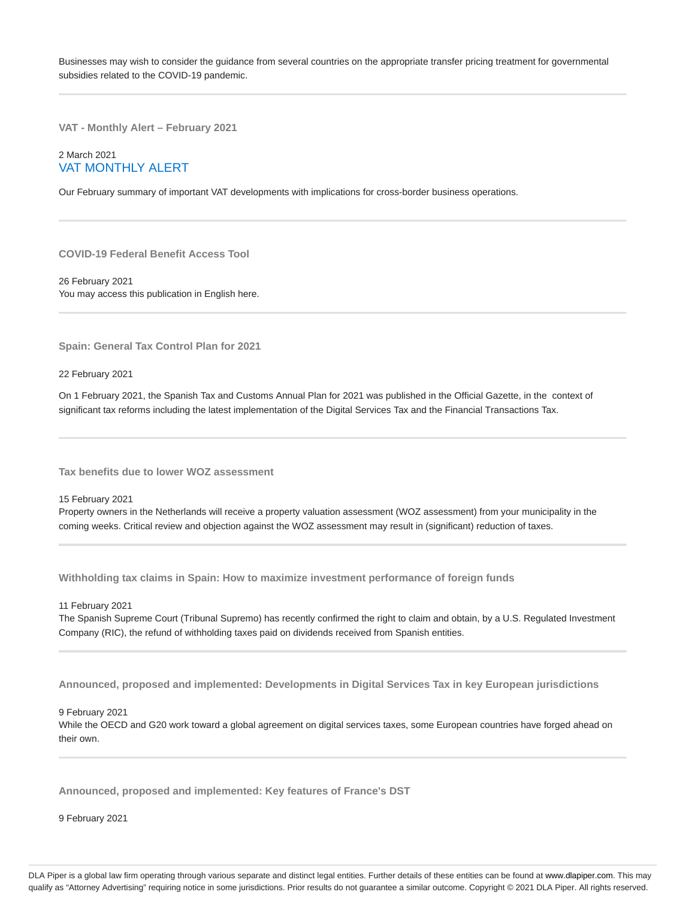Businesses may wish to consider the guidance from several countries on the appropriate transfer pricing treatment for governmental subsidies related to the COVID-19 pandemic.

---

### VAT - Monthly Alert – February 2021

2 March 2021

VAT MONTHLY ALERT

Our February summary of important VAT developments with implications for cross-border business operations.

---

### COVID-19 Federal Benefit Access Tool

26 February 2021

You may access this publication in English here.

---

### Spain: General Tax Control Plan for 2021

22 February 2021

On 1 February 2021, the Spanish Tax and Customs Annual Plan for 2021 was published in the Official Gazette, in the context of significant tax reforms including the latest implementation of the Digital Services Tax and the Financial Transactions Tax.

---

### Tax benefits due to lower WOZ assessment

15 February 2021

Property owners in the Netherlands will receive a property valuation assessment (WOZ assessment) from your municipality in the coming weeks. Critical review and objection against the WOZ assessment may result in (significant) reduction of taxes.

---

### Withholding tax claims in Spain: How to maximize investment performance of foreign funds

11 February 2021

The Spanish Supreme Court (Tribunal Supremo) has recently confirmed the right to claim and obtain, by a U.S. Regulated Investment Company (RIC), the refund of withholding taxes paid on dividends received from Spanish entities.

---

### Announced, proposed and implemented: Developments in Digital Services Tax in key European jurisdictions

9 February 2021

While the OECD and G20 work toward a global agreement on digital services taxes, some European countries have forged ahead on their own.

---

### Announced, proposed and implemented: Key features of France's DST

9 February 2021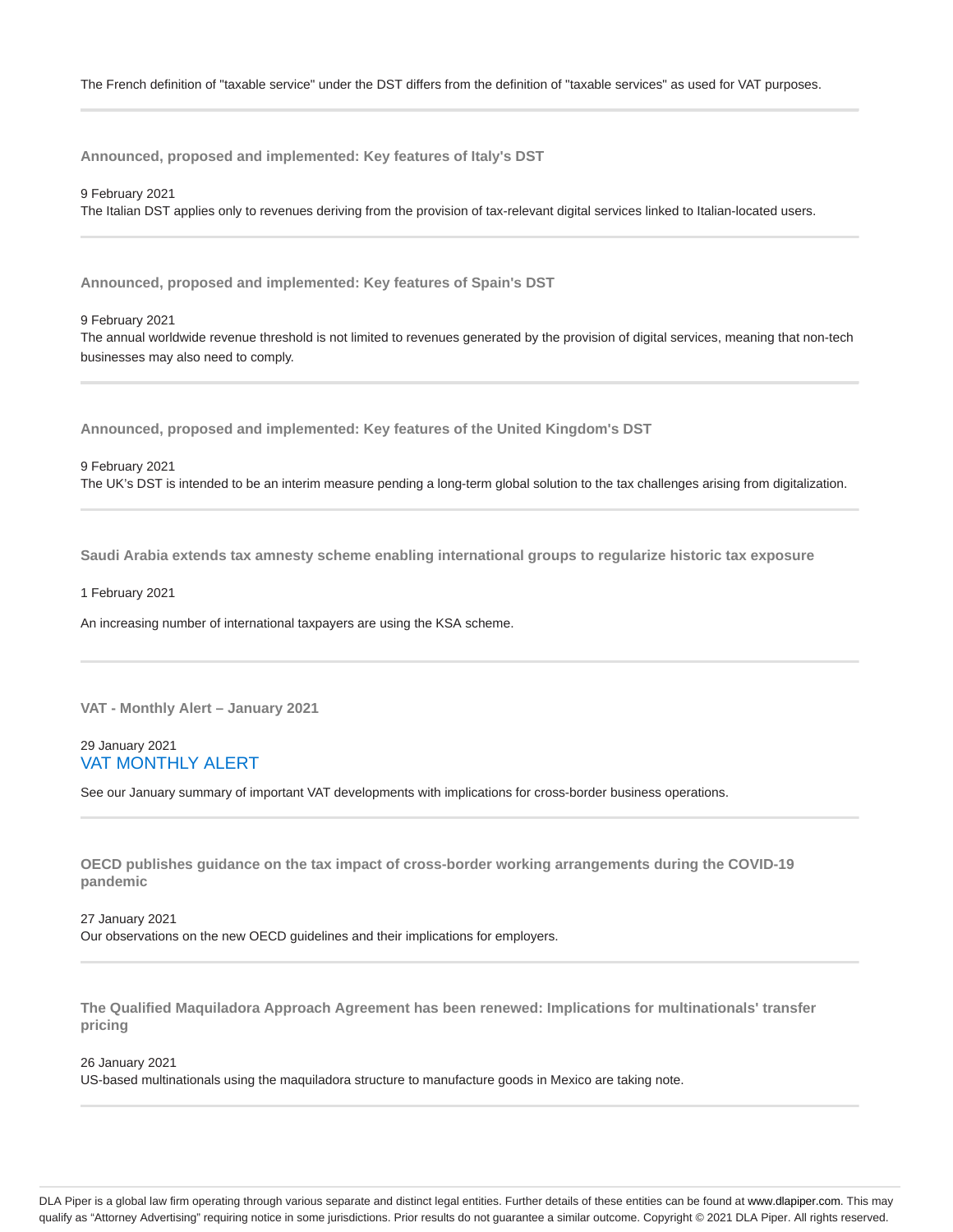The French definition of "taxable service" under the DST differs from the definition of "taxable services" as used for VAT purposes.

---

### Announced, proposed and implemented: Key features of Italy's DST

9 February 2021
The Italian DST applies only to revenues deriving from the provision of tax-relevant digital services linked to Italian-located users.

---

### Announced, proposed and implemented: Key features of Spain's DST

9 February 2021
The annual worldwide revenue threshold is not limited to revenues generated by the provision of digital services, meaning that non-tech businesses may also need to comply.

---

### Announced, proposed and implemented: Key features of the United Kingdom's DST

9 February 2021
The UK's DST is intended to be an interim measure pending a long-term global solution to the tax challenges arising from digitalization.

---

### Saudi Arabia extends tax amnesty scheme enabling international groups to regularize historic tax exposure

1 February 2021

An increasing number of international taxpayers are using the KSA scheme.

---

### VAT - Monthly Alert – January 2021

29 January 2021
VAT MONTHLY ALERT

See our January summary of important VAT developments with implications for cross-border business operations.

---

### OECD publishes guidance on the tax impact of cross-border working arrangements during the COVID-19 pandemic

27 January 2021
Our observations on the new OECD guidelines and their implications for employers.

---

### The Qualified Maquiladora Approach Agreement has been renewed: Implications for multinationals' transfer pricing

26 January 2021
US-based multinationals using the maquiladora structure to manufacture goods in Mexico are taking note.

---

DLA Piper is a global law firm operating through various separate and distinct legal entities. Further details of these entities can be found at www.dlapiper.com. This may qualify as "Attorney Advertising" requiring notice in some jurisdictions. Prior results do not guarantee a similar outcome. Copyright © 2021 DLA Piper. All rights reserved.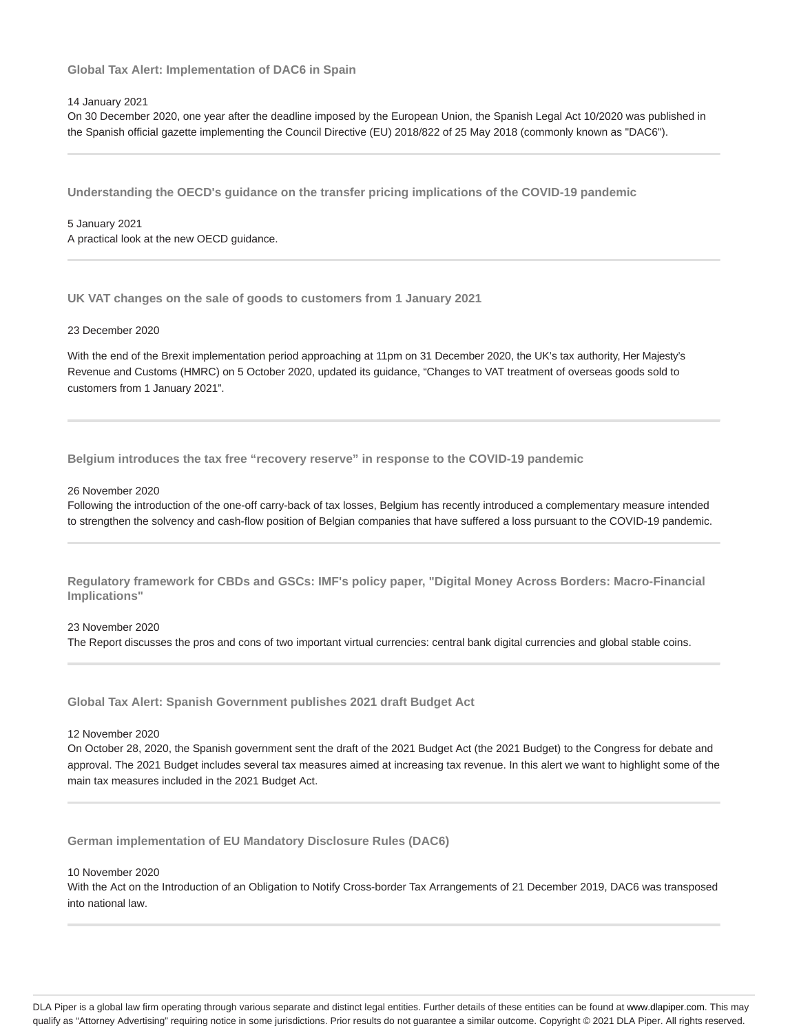### Global Tax Alert: Implementation of DAC6 in Spain

14 January 2021

On 30 December 2020, one year after the deadline imposed by the European Union, the Spanish Legal Act 10/2020 was published in the Spanish official gazette implementing the Council Directive (EU) 2018/822 of 25 May 2018 (commonly known as "DAC6").

---

### Understanding the OECD's guidance on the transfer pricing implications of the COVID-19 pandemic

5 January 2021

A practical look at the new OECD guidance.

---

### UK VAT changes on the sale of goods to customers from 1 January 2021

23 December 2020

With the end of the Brexit implementation period approaching at 11pm on 31 December 2020, the UK's tax authority, Her Majesty's Revenue and Customs (HMRC) on 5 October 2020, updated its guidance, "Changes to VAT treatment of overseas goods sold to customers from 1 January 2021".

---

### Belgium introduces the tax free "recovery reserve" in response to the COVID-19 pandemic

26 November 2020

Following the introduction of the one-off carry-back of tax losses, Belgium has recently introduced a complementary measure intended to strengthen the solvency and cash-flow position of Belgian companies that have suffered a loss pursuant to the COVID-19 pandemic.

---

### Regulatory framework for CBDs and GSCs: IMF's policy paper, "Digital Money Across Borders: Macro-Financial Implications"

23 November 2020

The Report discusses the pros and cons of two important virtual currencies: central bank digital currencies and global stable coins.

---

### Global Tax Alert: Spanish Government publishes 2021 draft Budget Act

12 November 2020

On October 28, 2020, the Spanish government sent the draft of the 2021 Budget Act (the 2021 Budget) to the Congress for debate and approval. The 2021 Budget includes several tax measures aimed at increasing tax revenue. In this alert we want to highlight some of the main tax measures included in the 2021 Budget Act.

---

### German implementation of EU Mandatory Disclosure Rules (DAC6)

10 November 2020

With the Act on the Introduction of an Obligation to Notify Cross-border Tax Arrangements of 21 December 2019, DAC6 was transposed into national law.

---

DLA Piper is a global law firm operating through various separate and distinct legal entities. Further details of these entities can be found at www.dlapiper.com. This may qualify as "Attorney Advertising" requiring notice in some jurisdictions. Prior results do not guarantee a similar outcome. Copyright © 2021 DLA Piper. All rights reserved.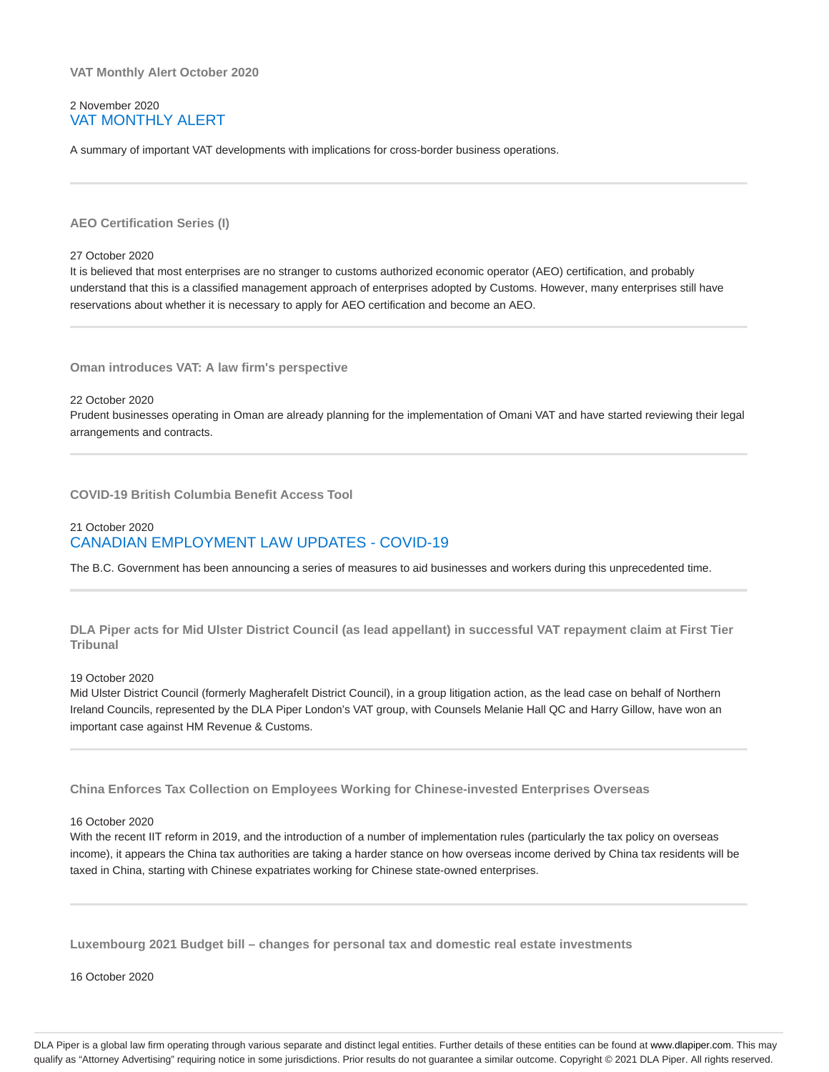### VAT Monthly Alert October 2020

2 November 2020
VAT MONTHLY ALERT

A summary of important VAT developments with implications for cross-border business operations.

---

### AEO Certification Series (I)

27 October 2020
It is believed that most enterprises are no stranger to customs authorized economic operator (AEO) certification, and probably understand that this is a classified management approach of enterprises adopted by Customs. However, many enterprises still have reservations about whether it is necessary to apply for AEO certification and become an AEO.

---

### Oman introduces VAT: A law firm's perspective

22 October 2020
Prudent businesses operating in Oman are already planning for the implementation of Omani VAT and have started reviewing their legal arrangements and contracts.

---

### COVID-19 British Columbia Benefit Access Tool

21 October 2020
CANADIAN EMPLOYMENT LAW UPDATES - COVID-19

The B.C. Government has been announcing a series of measures to aid businesses and workers during this unprecedented time.

---

### DLA Piper acts for Mid Ulster District Council (as lead appellant) in successful VAT repayment claim at First Tier Tribunal

19 October 2020
Mid Ulster District Council (formerly Magherafelt District Council), in a group litigation action, as the lead case on behalf of Northern Ireland Councils, represented by the DLA Piper London's VAT group, with Counsels Melanie Hall QC and Harry Gillow, have won an important case against HM Revenue & Customs.

---

### China Enforces Tax Collection on Employees Working for Chinese-invested Enterprises Overseas

16 October 2020
With the recent IIT reform in 2019, and the introduction of a number of implementation rules (particularly the tax policy on overseas income), it appears the China tax authorities are taking a harder stance on how overseas income derived by China tax residents will be taxed in China, starting with Chinese expatriates working for Chinese state-owned enterprises.

---

### Luxembourg 2021 Budget bill – changes for personal tax and domestic real estate investments

16 October 2020

DLA Piper is a global law firm operating through various separate and distinct legal entities. Further details of these entities can be found at www.dlapiper.com. This may qualify as "Attorney Advertising" requiring notice in some jurisdictions. Prior results do not guarantee a similar outcome. Copyright © 2021 DLA Piper. All rights reserved.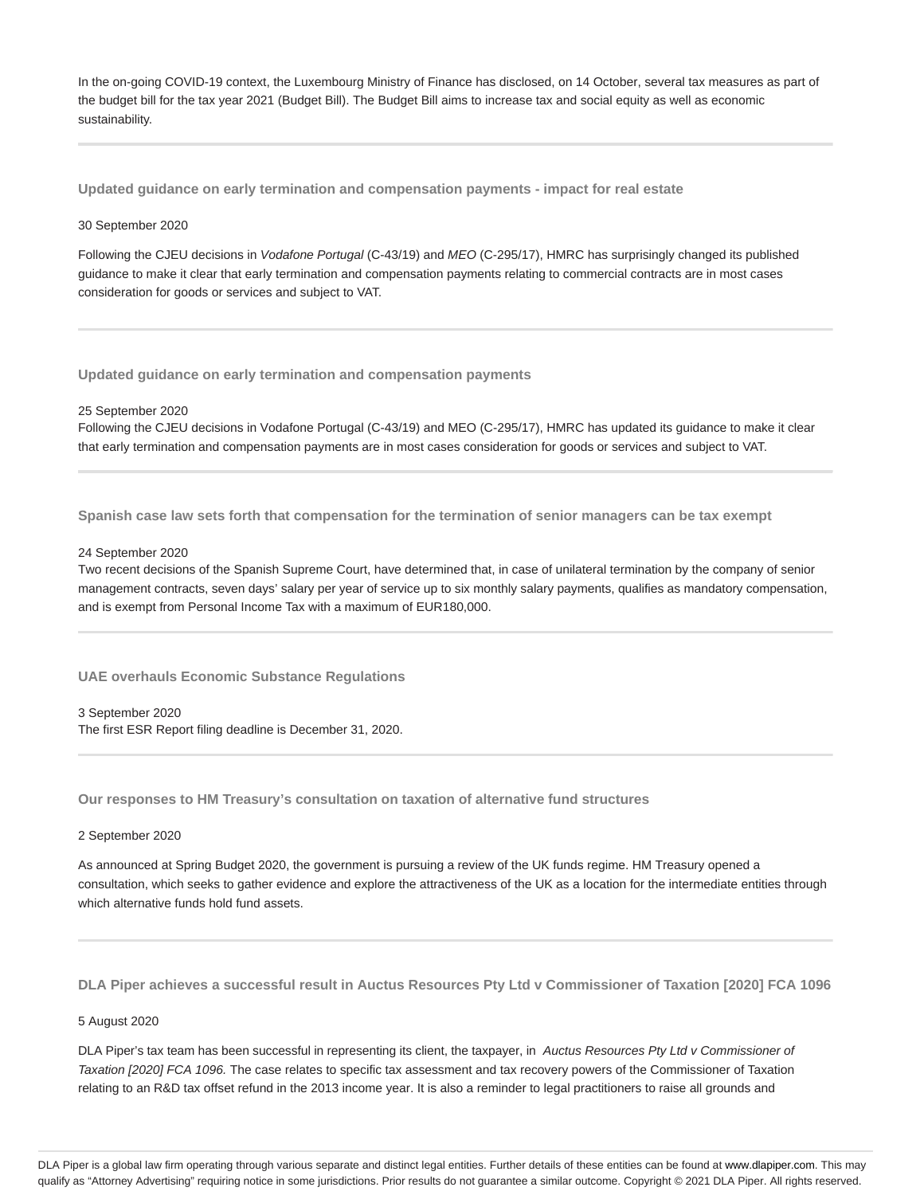In the on-going COVID-19 context, the Luxembourg Ministry of Finance has disclosed, on 14 October, several tax measures as part of the budget bill for the tax year 2021 (Budget Bill). The Budget Bill aims to increase tax and social equity as well as economic sustainability.

---

### Updated guidance on early termination and compensation payments - impact for real estate

30 September 2020

Following the CJEU decisions in *Vodafone Portugal* (C-43/19) and *MEO* (C-295/17), HMRC has surprisingly changed its published guidance to make it clear that early termination and compensation payments relating to commercial contracts are in most cases consideration for goods or services and subject to VAT.

---

### Updated guidance on early termination and compensation payments

25 September 2020

Following the CJEU decisions in Vodafone Portugal (C-43/19) and MEO (C-295/17), HMRC has updated its guidance to make it clear that early termination and compensation payments are in most cases consideration for goods or services and subject to VAT.

---

### Spanish case law sets forth that compensation for the termination of senior managers can be tax exempt

24 September 2020

Two recent decisions of the Spanish Supreme Court, have determined that, in case of unilateral termination by the company of senior management contracts, seven days' salary per year of service up to six monthly salary payments, qualifies as mandatory compensation, and is exempt from Personal Income Tax with a maximum of EUR180,000.

---

### UAE overhauls Economic Substance Regulations

3 September 2020

The first ESR Report filing deadline is December 31, 2020.

---

### Our responses to HM Treasury's consultation on taxation of alternative fund structures

2 September 2020

As announced at Spring Budget 2020, the government is pursuing a review of the UK funds regime. HM Treasury opened a consultation, which seeks to gather evidence and explore the attractiveness of the UK as a location for the intermediate entities through which alternative funds hold fund assets.

---

### DLA Piper achieves a successful result in Auctus Resources Pty Ltd v Commissioner of Taxation [2020] FCA 1096

5 August 2020

DLA Piper's tax team has been successful in representing its client, the taxpayer, in *Auctus Resources Pty Ltd v Commissioner of Taxation [2020] FCA 1096.* The case relates to specific tax assessment and tax recovery powers of the Commissioner of Taxation relating to an R&D tax offset refund in the 2013 income year. It is also a reminder to legal practitioners to raise all grounds and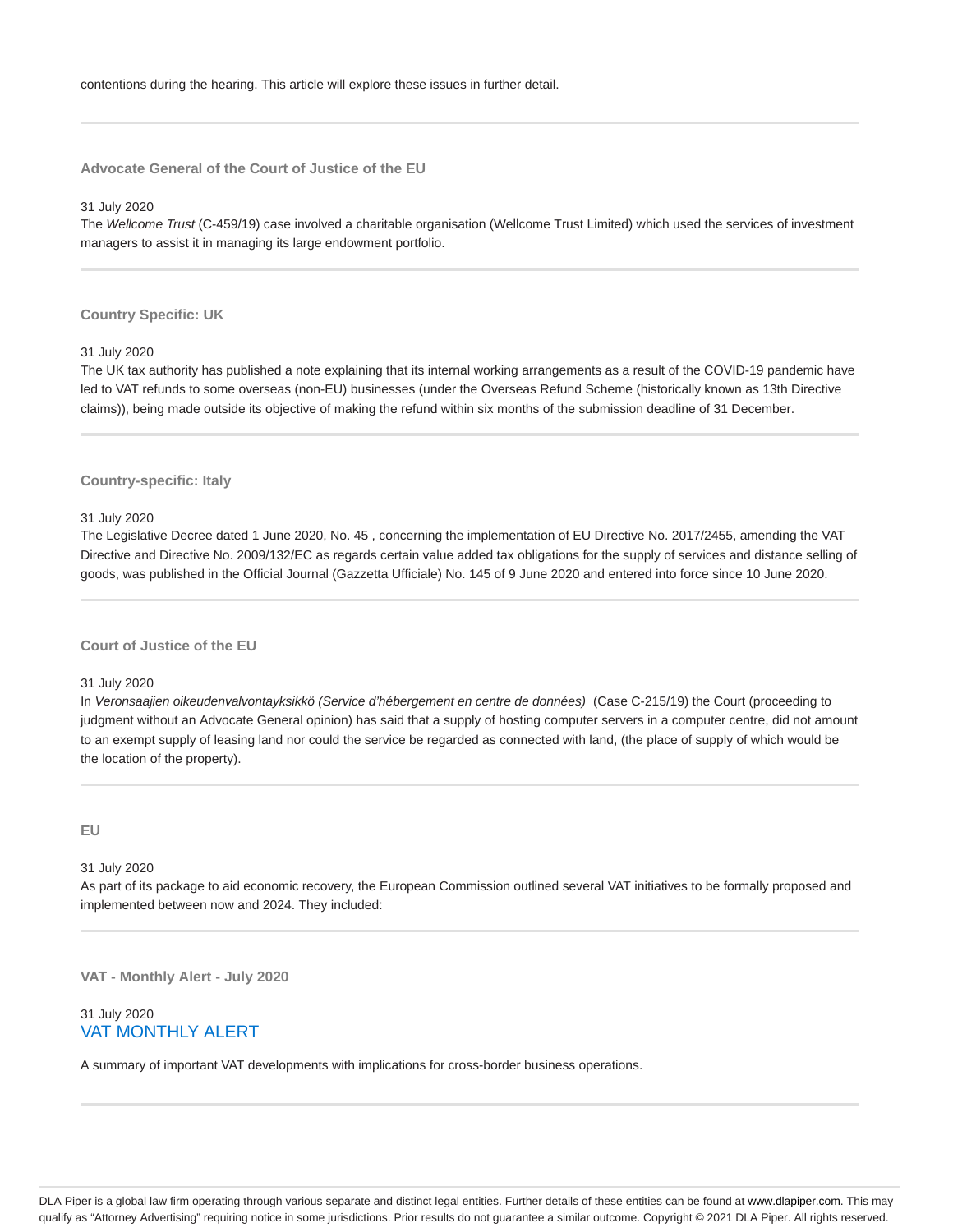contentions during the hearing. This article will explore these issues in further detail.

---

### Advocate General of the Court of Justice of the EU

31 July 2020

The *Wellcome Trust* (C-459/19) case involved a charitable organisation (Wellcome Trust Limited) which used the services of investment managers to assist it in managing its large endowment portfolio.

---

### Country Specific: UK

31 July 2020

The UK tax authority has published a note explaining that its internal working arrangements as a result of the COVID-19 pandemic have led to VAT refunds to some overseas (non-EU) businesses (under the Overseas Refund Scheme (historically known as 13th Directive claims)), being made outside its objective of making the refund within six months of the submission deadline of 31 December.

---

### Country-specific: Italy

31 July 2020

The Legislative Decree dated 1 June 2020, No. 45 , concerning the implementation of EU Directive No. 2017/2455, amending the VAT Directive and Directive No. 2009/132/EC as regards certain value added tax obligations for the supply of services and distance selling of goods, was published in the Official Journal (Gazzetta Ufficiale) No. 145 of 9 June 2020 and entered into force since 10 June 2020.

---

### Court of Justice of the EU

31 July 2020

In *Veronsaajien oikeudenvalvontayksikkö (Service d'hébergement en centre de données)* (Case C-215/19) the Court (proceeding to judgment without an Advocate General opinion) has said that a supply of hosting computer servers in a computer centre, did not amount to an exempt supply of leasing land nor could the service be regarded as connected with land, (the place of supply of which would be the location of the property).

---

### EU

31 July 2020

As part of its package to aid economic recovery, the European Commission outlined several VAT initiatives to be formally proposed and implemented between now and 2024. They included:

---

### VAT - Monthly Alert - July 2020

31 July 2020

VAT MONTHLY ALERT

A summary of important VAT developments with implications for cross-border business operations.

---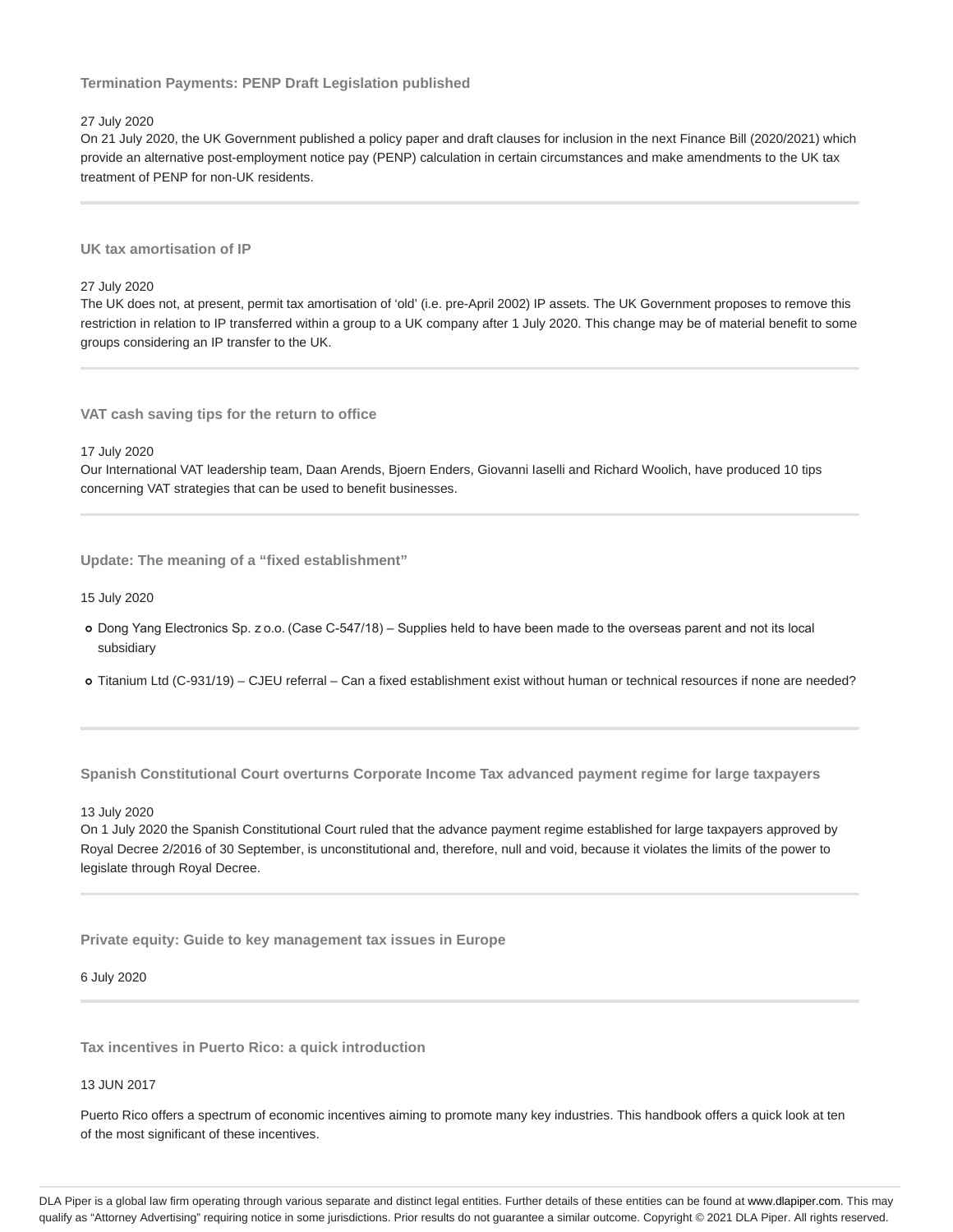### Termination Payments: PENP Draft Legislation published

27 July 2020

On 21 July 2020, the UK Government published a policy paper and draft clauses for inclusion in the next Finance Bill (2020/2021) which provide an alternative post-employment notice pay (PENP) calculation in certain circumstances and make amendments to the UK tax treatment of PENP for non-UK residents.

---

### UK tax amortisation of IP

27 July 2020

The UK does not, at present, permit tax amortisation of 'old' (i.e. pre-April 2002) IP assets. The UK Government proposes to remove this restriction in relation to IP transferred within a group to a UK company after 1 July 2020. This change may be of material benefit to some groups considering an IP transfer to the UK.

---

### VAT cash saving tips for the return to office

17 July 2020

Our International VAT leadership team, Daan Arends, Bjoern Enders, Giovanni Iaselli and Richard Woolich, have produced 10 tips concerning VAT strategies that can be used to benefit businesses.

---

### Update: The meaning of a "fixed establishment"

15 July 2020

- Dong Yang Electronics Sp. z o.o. (Case C-547/18) – Supplies held to have been made to the overseas parent and not its local subsidiary
- Titanium Ltd (C-931/19) – CJEU referral – Can a fixed establishment exist without human or technical resources if none are needed?

---

### Spanish Constitutional Court overturns Corporate Income Tax advanced payment regime for large taxpayers

13 July 2020

On 1 July 2020 the Spanish Constitutional Court ruled that the advance payment regime established for large taxpayers approved by Royal Decree 2/2016 of 30 September, is unconstitutional and, therefore, null and void, because it violates the limits of the power to legislate through Royal Decree.

---

### Private equity: Guide to key management tax issues in Europe

6 July 2020

---

### Tax incentives in Puerto Rico: a quick introduction

13 JUN 2017

Puerto Rico offers a spectrum of economic incentives aiming to promote many key industries. This handbook offers a quick look at ten of the most significant of these incentives.

DLA Piper is a global law firm operating through various separate and distinct legal entities. Further details of these entities can be found at www.dlapiper.com. This may qualify as "Attorney Advertising" requiring notice in some jurisdictions. Prior results do not guarantee a similar outcome. Copyright © 2021 DLA Piper. All rights reserved.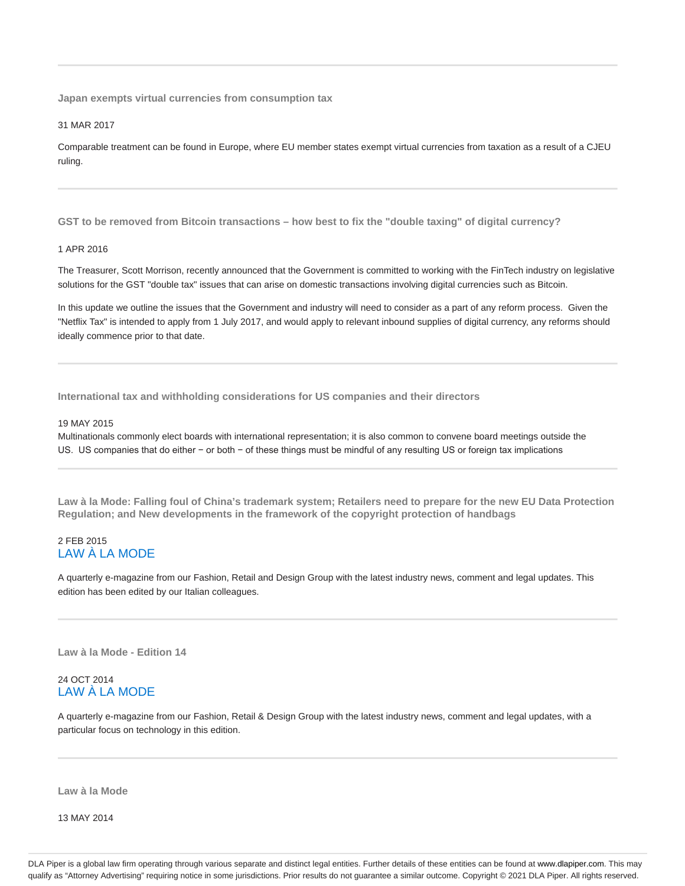### Japan exempts virtual currencies from consumption tax

31 MAR 2017

Comparable treatment can be found in Europe, where EU member states exempt virtual currencies from taxation as a result of a CJEU ruling.

---

### GST to be removed from Bitcoin transactions – how best to fix the "double taxing" of digital currency?

1 APR 2016

The Treasurer, Scott Morrison, recently announced that the Government is committed to working with the FinTech industry on legislative solutions for the GST "double tax" issues that can arise on domestic transactions involving digital currencies such as Bitcoin.

In this update we outline the issues that the Government and industry will need to consider as a part of any reform process. Given the "Netflix Tax" is intended to apply from 1 July 2017, and would apply to relevant inbound supplies of digital currency, any reforms should ideally commence prior to that date.

---

### International tax and withholding considerations for US companies and their directors

19 MAY 2015

Multinationals commonly elect boards with international representation; it is also common to convene board meetings outside the US. US companies that do either − or both − of these things must be mindful of any resulting US or foreign tax implications

---

### Law à la Mode: Falling foul of China's trademark system; Retailers need to prepare for the new EU Data Protection Regulation; and New developments in the framework of the copyright protection of handbags

2 FEB 2015

LAW À LA MODE

A quarterly e-magazine from our Fashion, Retail and Design Group with the latest industry news, comment and legal updates. This edition has been edited by our Italian colleagues.

---

### Law à la Mode - Edition 14

24 OCT 2014

LAW À LA MODE

A quarterly e-magazine from our Fashion, Retail & Design Group with the latest industry news, comment and legal updates, with a particular focus on technology in this edition.

---

### Law à la Mode

13 MAY 2014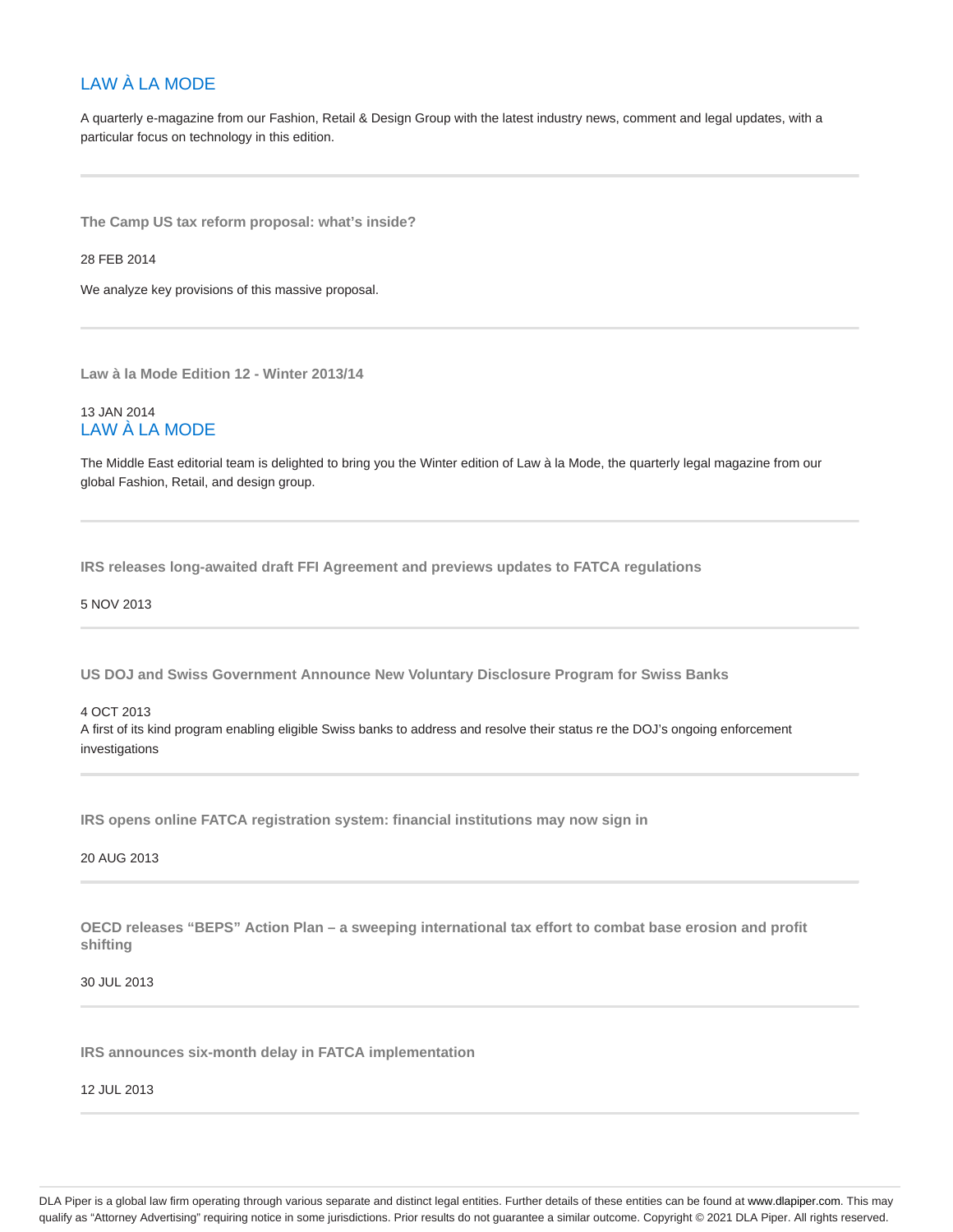LAW À LA MODE

A quarterly e-magazine from our Fashion, Retail & Design Group with the latest industry news, comment and legal updates, with a particular focus on technology in this edition.

---

**The Camp US tax reform proposal: what's inside?**

28 FEB 2014

We analyze key provisions of this massive proposal.

---

**Law à la Mode Edition 12 - Winter 2013/14**

13 JAN 2014

LAW À LA MODE

The Middle East editorial team is delighted to bring you the Winter edition of Law à la Mode, the quarterly legal magazine from our global Fashion, Retail, and design group.

---

**IRS releases long-awaited draft FFI Agreement and previews updates to FATCA regulations**

5 NOV 2013

---

**US DOJ and Swiss Government Announce New Voluntary Disclosure Program for Swiss Banks**

4 OCT 2013

A first of its kind program enabling eligible Swiss banks to address and resolve their status re the DOJ's ongoing enforcement investigations

---

**IRS opens online FATCA registration system: financial institutions may now sign in**

20 AUG 2013

---

**OECD releases "BEPS" Action Plan – a sweeping international tax effort to combat base erosion and profit shifting**

30 JUL 2013

---

**IRS announces six-month delay in FATCA implementation**

12 JUL 2013

---

DLA Piper is a global law firm operating through various separate and distinct legal entities. Further details of these entities can be found at www.dlapiper.com. This may qualify as "Attorney Advertising" requiring notice in some jurisdictions. Prior results do not guarantee a similar outcome. Copyright © 2021 DLA Piper. All rights reserved.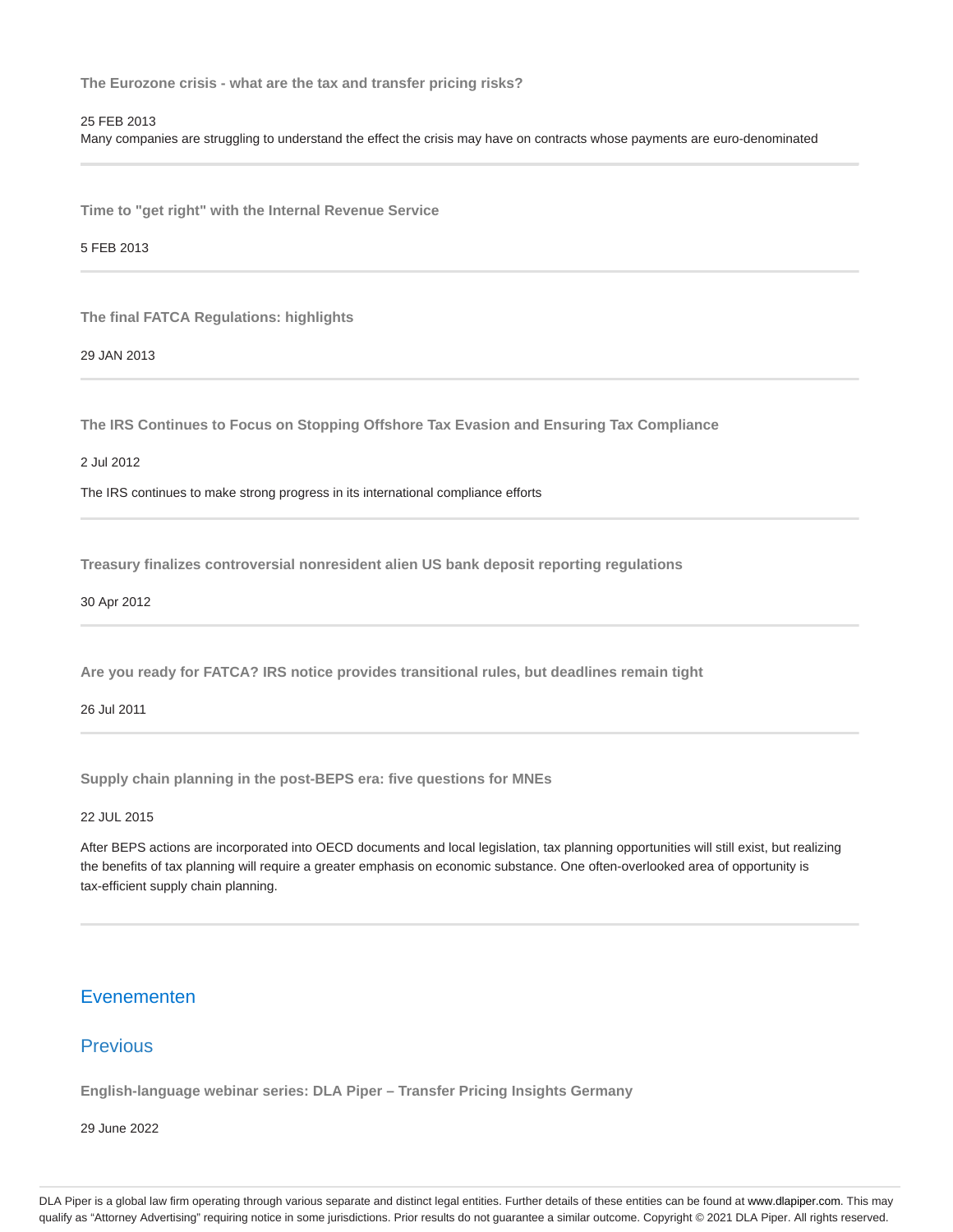**The Eurozone crisis - what are the tax and transfer pricing risks?**

25 FEB 2013

Many companies are struggling to understand the effect the crisis may have on contracts whose payments are euro-denominated

---

**Time to "get right" with the Internal Revenue Service**

5 FEB 2013

---

**The final FATCA Regulations: highlights**

29 JAN 2013

---

**The IRS Continues to Focus on Stopping Offshore Tax Evasion and Ensuring Tax Compliance**

2 Jul 2012

The IRS continues to make strong progress in its international compliance efforts

---

**Treasury finalizes controversial nonresident alien US bank deposit reporting regulations**

30 Apr 2012

---

**Are you ready for FATCA? IRS notice provides transitional rules, but deadlines remain tight**

26 Jul 2011

---

**Supply chain planning in the post-BEPS era: five questions for MNEs**

22 JUL 2015

After BEPS actions are incorporated into OECD documents and local legislation, tax planning opportunities will still exist, but realizing the benefits of tax planning will require a greater emphasis on economic substance. One often-overlooked area of opportunity is tax-efficient supply chain planning.

---

## Evenementen

## Previous

**English-language webinar series: DLA Piper – Transfer Pricing Insights Germany**

29 June 2022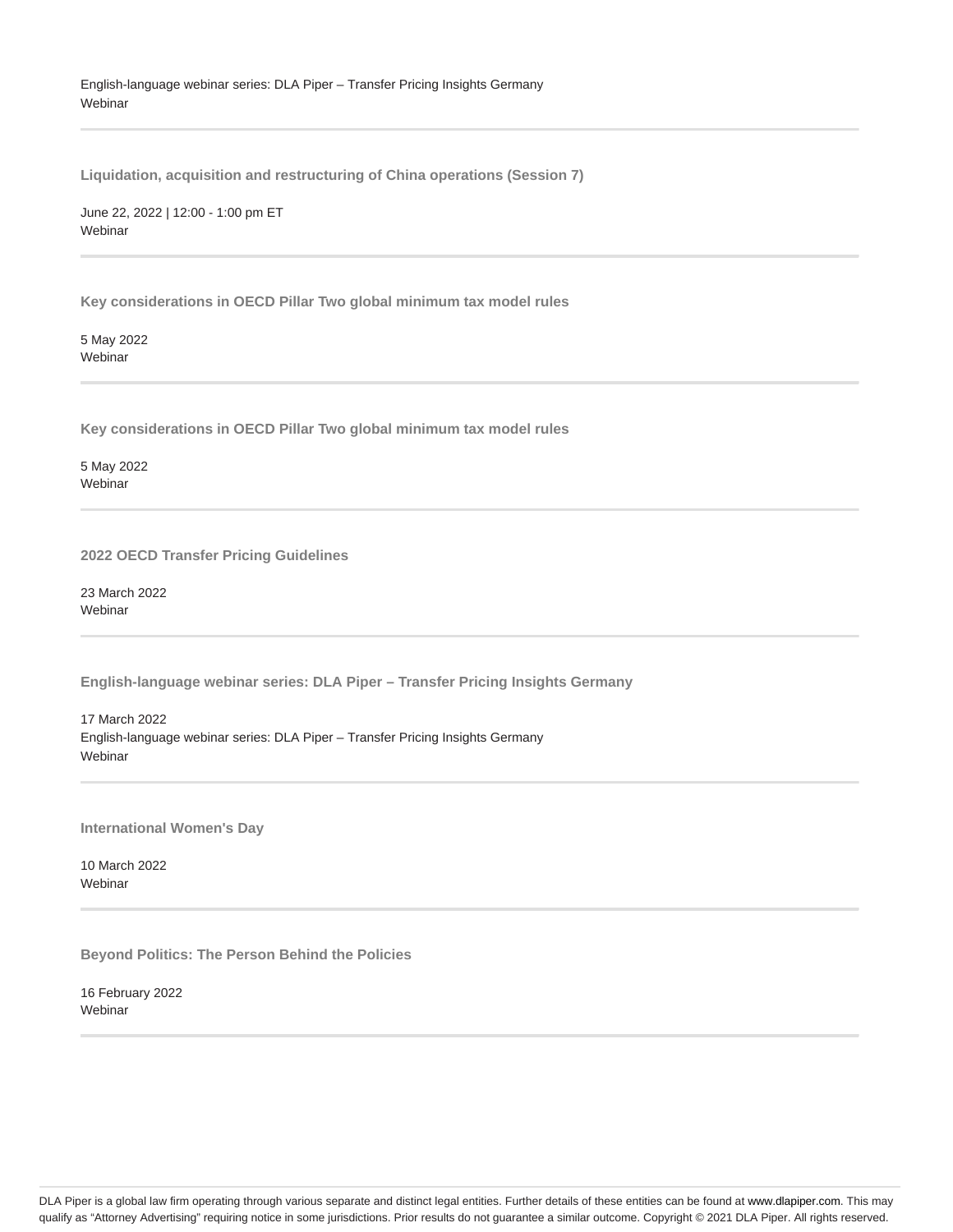English-language webinar series: DLA Piper – Transfer Pricing Insights Germany
Webinar

---

**Liquidation, acquisition and restructuring of China operations (Session 7)**

June 22, 2022 | 12:00 - 1:00 pm ET
Webinar

---

**Key considerations in OECD Pillar Two global minimum tax model rules**

5 May 2022
Webinar

---

**Key considerations in OECD Pillar Two global minimum tax model rules**

5 May 2022
Webinar

---

**2022 OECD Transfer Pricing Guidelines**

23 March 2022
Webinar

---

**English-language webinar series: DLA Piper – Transfer Pricing Insights Germany**

17 March 2022
English-language webinar series: DLA Piper – Transfer Pricing Insights Germany
Webinar

---

**International Women's Day**

10 March 2022
Webinar

---

**Beyond Politics: The Person Behind the Policies**

16 February 2022
Webinar

---

DLA Piper is a global law firm operating through various separate and distinct legal entities. Further details of these entities can be found at www.dlapiper.com. This may qualify as "Attorney Advertising" requiring notice in some jurisdictions. Prior results do not guarantee a similar outcome. Copyright © 2021 DLA Piper. All rights reserved.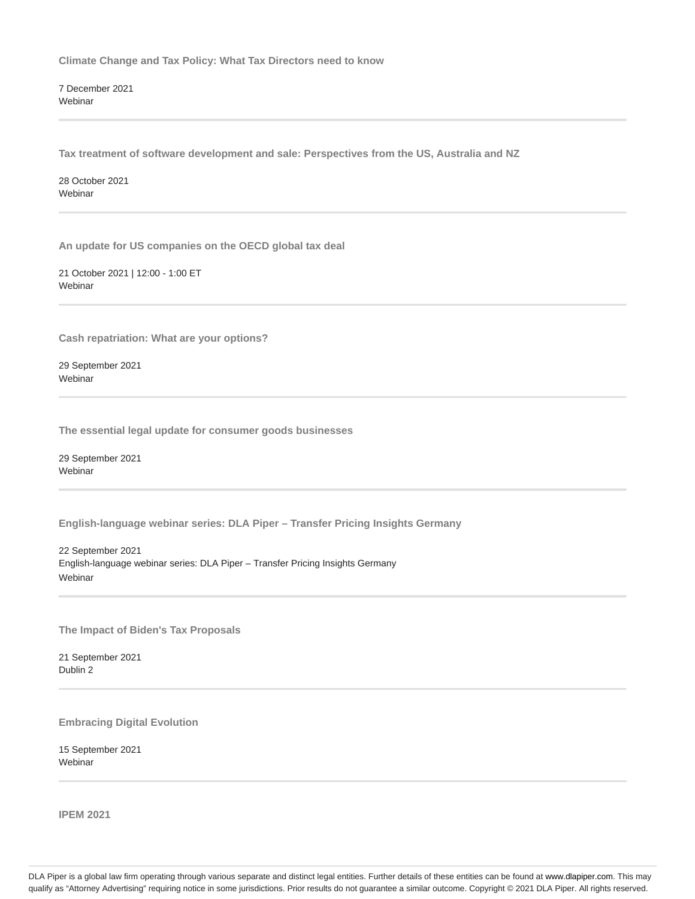**Climate Change and Tax Policy: What Tax Directors need to know**

7 December 2021
Webinar

---

**Tax treatment of software development and sale: Perspectives from the US, Australia and NZ**

28 October 2021
Webinar

---

**An update for US companies on the OECD global tax deal**

21 October 2021 | 12:00 - 1:00 ET
Webinar

---

**Cash repatriation: What are your options?**

29 September 2021
Webinar

---

**The essential legal update for consumer goods businesses**

29 September 2021
Webinar

---

**English-language webinar series: DLA Piper – Transfer Pricing Insights Germany**

22 September 2021
English-language webinar series: DLA Piper – Transfer Pricing Insights Germany
Webinar

---

**The Impact of Biden's Tax Proposals**

21 September 2021
Dublin 2

---

**Embracing Digital Evolution**

15 September 2021
Webinar

---

**IPEM 2021**

DLA Piper is a global law firm operating through various separate and distinct legal entities. Further details of these entities can be found at www.dlapiper.com. This may qualify as "Attorney Advertising" requiring notice in some jurisdictions. Prior results do not guarantee a similar outcome. Copyright © 2021 DLA Piper. All rights reserved.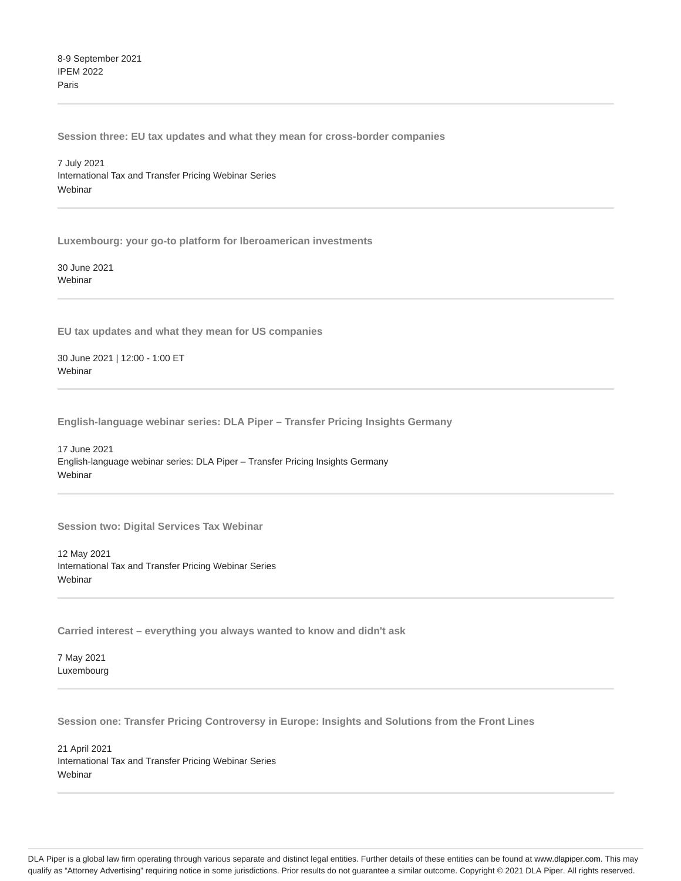8-9 September 2021
IPEM 2022
Paris

---

**Session three: EU tax updates and what they mean for cross-border companies**

7 July 2021
International Tax and Transfer Pricing Webinar Series
Webinar

---

**Luxembourg: your go-to platform for Iberoamerican investments**

30 June 2021
Webinar

---

**EU tax updates and what they mean for US companies**

30 June 2021 | 12:00 - 1:00 ET
Webinar

---

**English-language webinar series: DLA Piper – Transfer Pricing Insights Germany**

17 June 2021
English-language webinar series: DLA Piper – Transfer Pricing Insights Germany
Webinar

---

**Session two: Digital Services Tax Webinar**

12 May 2021
International Tax and Transfer Pricing Webinar Series
Webinar

---

**Carried interest – everything you always wanted to know and didn't ask**

7 May 2021
Luxembourg

---

**Session one: Transfer Pricing Controversy in Europe: Insights and Solutions from the Front Lines**

21 April 2021
International Tax and Transfer Pricing Webinar Series
Webinar

---

DLA Piper is a global law firm operating through various separate and distinct legal entities. Further details of these entities can be found at www.dlapiper.com. This may qualify as "Attorney Advertising" requiring notice in some jurisdictions. Prior results do not guarantee a similar outcome. Copyright © 2021 DLA Piper. All rights reserved.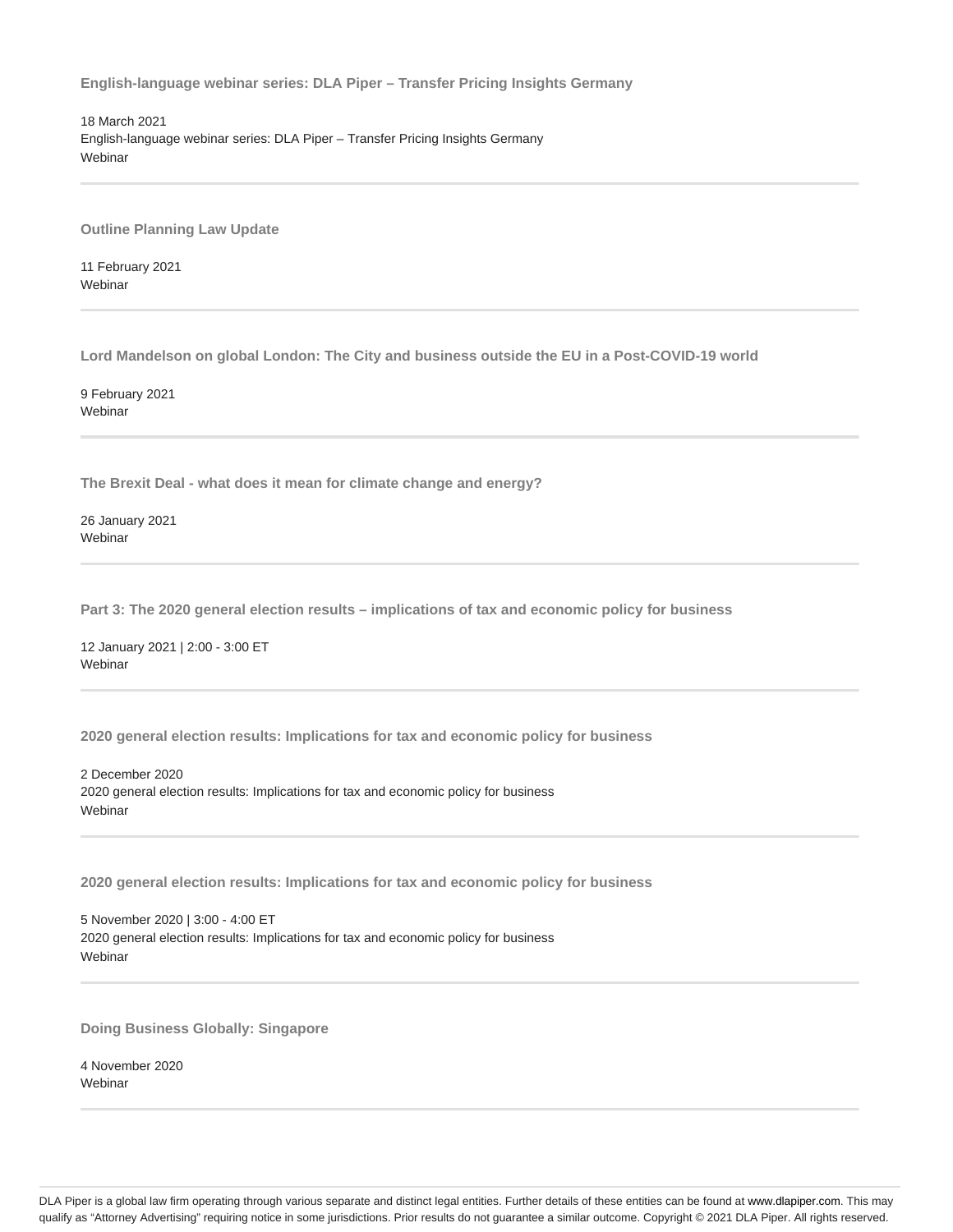**English-language webinar series: DLA Piper – Transfer Pricing Insights Germany**

18 March 2021
English-language webinar series: DLA Piper – Transfer Pricing Insights Germany
Webinar

---

**Outline Planning Law Update**

11 February 2021
Webinar

---

**Lord Mandelson on global London: The City and business outside the EU in a Post-COVID-19 world**

9 February 2021
Webinar

---

**The Brexit Deal - what does it mean for climate change and energy?**

26 January 2021
Webinar

---

**Part 3: The 2020 general election results – implications of tax and economic policy for business**

12 January 2021 | 2:00 - 3:00 ET
Webinar

---

**2020 general election results: Implications for tax and economic policy for business**

2 December 2020
2020 general election results: Implications for tax and economic policy for business
Webinar

---

**2020 general election results: Implications for tax and economic policy for business**

5 November 2020 | 3:00 - 4:00 ET
2020 general election results: Implications for tax and economic policy for business
Webinar

---

**Doing Business Globally: Singapore**

4 November 2020
Webinar

---

DLA Piper is a global law firm operating through various separate and distinct legal entities. Further details of these entities can be found at www.dlapiper.com. This may qualify as "Attorney Advertising" requiring notice in some jurisdictions. Prior results do not guarantee a similar outcome. Copyright © 2021 DLA Piper. All rights reserved.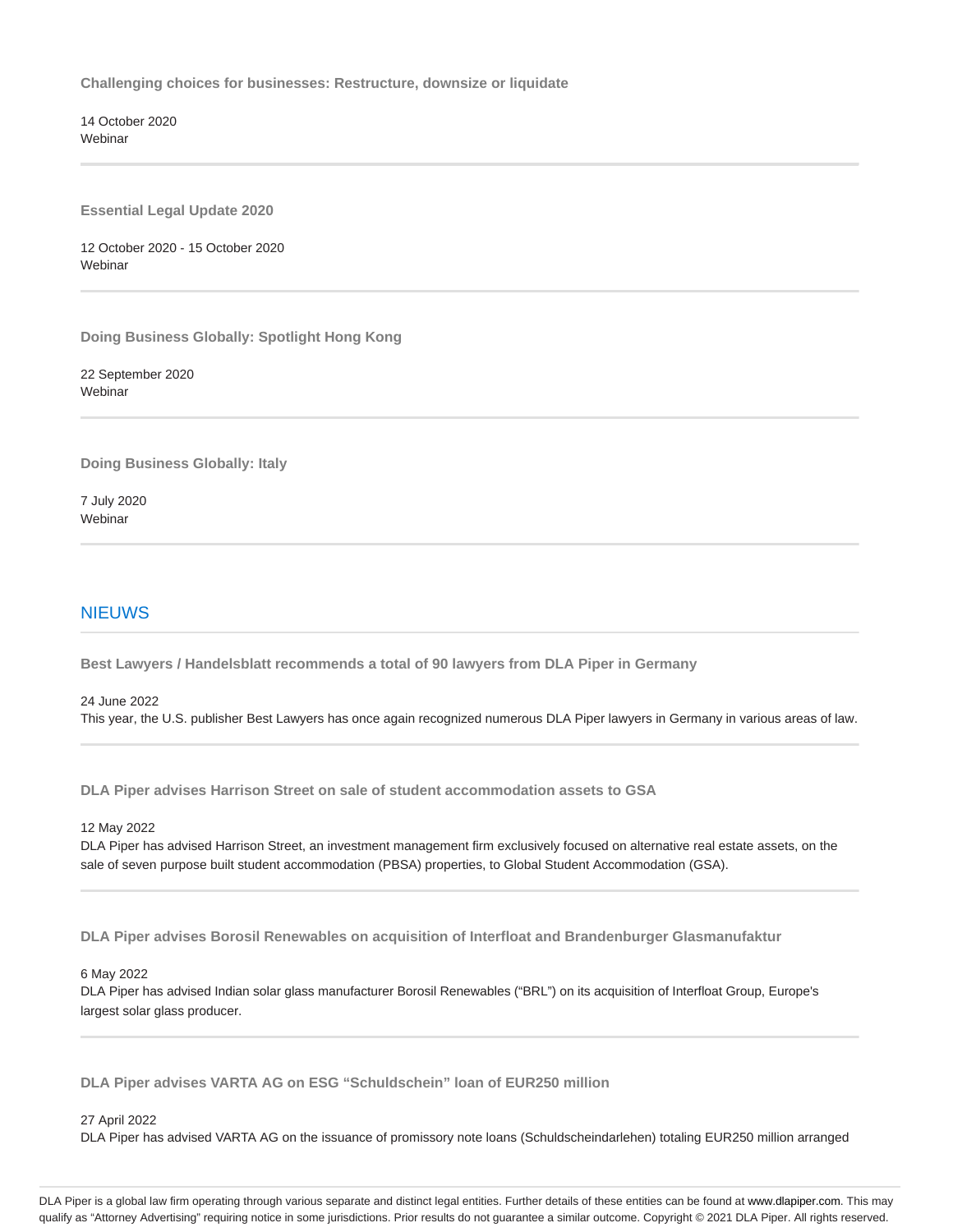**Challenging choices for businesses: Restructure, downsize or liquidate**

14 October 2020
Webinar

---

**Essential Legal Update 2020**

12 October 2020 - 15 October 2020
Webinar

---

**Doing Business Globally: Spotlight Hong Kong**

22 September 2020
Webinar

---

**Doing Business Globally: Italy**

7 July 2020
Webinar

---

## NIEUWS

**Best Lawyers / Handelsblatt recommends a total of 90 lawyers from DLA Piper in Germany**

24 June 2022
This year, the U.S. publisher Best Lawyers has once again recognized numerous DLA Piper lawyers in Germany in various areas of law.

---

**DLA Piper advises Harrison Street on sale of student accommodation assets to GSA**

12 May 2022
DLA Piper has advised Harrison Street, an investment management firm exclusively focused on alternative real estate assets, on the sale of seven purpose built student accommodation (PBSA) properties, to Global Student Accommodation (GSA).

---

**DLA Piper advises Borosil Renewables on acquisition of Interfloat and Brandenburger Glasmanufaktur**

6 May 2022
DLA Piper has advised Indian solar glass manufacturer Borosil Renewables ("BRL") on its acquisition of Interfloat Group, Europe's largest solar glass producer.

---

**DLA Piper advises VARTA AG on ESG "Schuldschein" loan of EUR250 million**

27 April 2022
DLA Piper has advised VARTA AG on the issuance of promissory note loans (Schuldscheindarlehen) totaling EUR250 million arranged

DLA Piper is a global law firm operating through various separate and distinct legal entities. Further details of these entities can be found at www.dlapiper.com. This may qualify as "Attorney Advertising" requiring notice in some jurisdictions. Prior results do not guarantee a similar outcome. Copyright © 2021 DLA Piper. All rights reserved.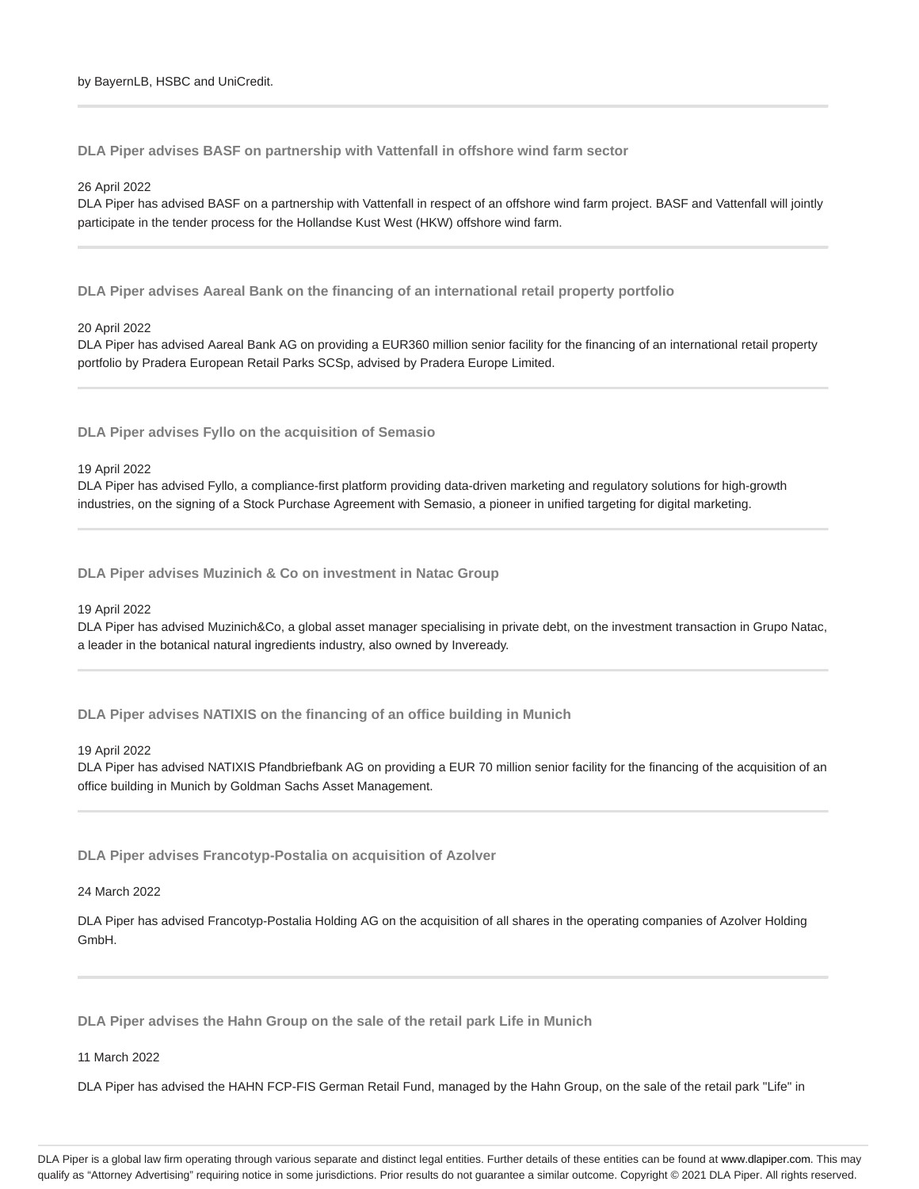by BayernLB, HSBC and UniCredit.

---

### DLA Piper advises BASF on partnership with Vattenfall in offshore wind farm sector

26 April 2022

DLA Piper has advised BASF on a partnership with Vattenfall in respect of an offshore wind farm project. BASF and Vattenfall will jointly participate in the tender process for the Hollandse Kust West (HKW) offshore wind farm.

---

### DLA Piper advises Aareal Bank on the financing of an international retail property portfolio

20 April 2022

DLA Piper has advised Aareal Bank AG on providing a EUR360 million senior facility for the financing of an international retail property portfolio by Pradera European Retail Parks SCSp, advised by Pradera Europe Limited.

---

### DLA Piper advises Fyllo on the acquisition of Semasio

19 April 2022

DLA Piper has advised Fyllo, a compliance-first platform providing data-driven marketing and regulatory solutions for high-growth industries, on the signing of a Stock Purchase Agreement with Semasio, a pioneer in unified targeting for digital marketing.

---

### DLA Piper advises Muzinich & Co on investment in Natac Group

19 April 2022

DLA Piper has advised Muzinich&Co, a global asset manager specialising in private debt, on the investment transaction in Grupo Natac, a leader in the botanical natural ingredients industry, also owned by Inveready.

---

### DLA Piper advises NATIXIS on the financing of an office building in Munich

19 April 2022

DLA Piper has advised NATIXIS Pfandbriefbank AG on providing a EUR 70 million senior facility for the financing of the acquisition of an office building in Munich by Goldman Sachs Asset Management.

---

### DLA Piper advises Francotyp-Postalia on acquisition of Azolver

24 March 2022

DLA Piper has advised Francotyp-Postalia Holding AG on the acquisition of all shares in the operating companies of Azolver Holding GmbH.

---

### DLA Piper advises the Hahn Group on the sale of the retail park Life in Munich

11 March 2022

DLA Piper has advised the HAHN FCP-FIS German Retail Fund, managed by the Hahn Group, on the sale of the retail park "Life" in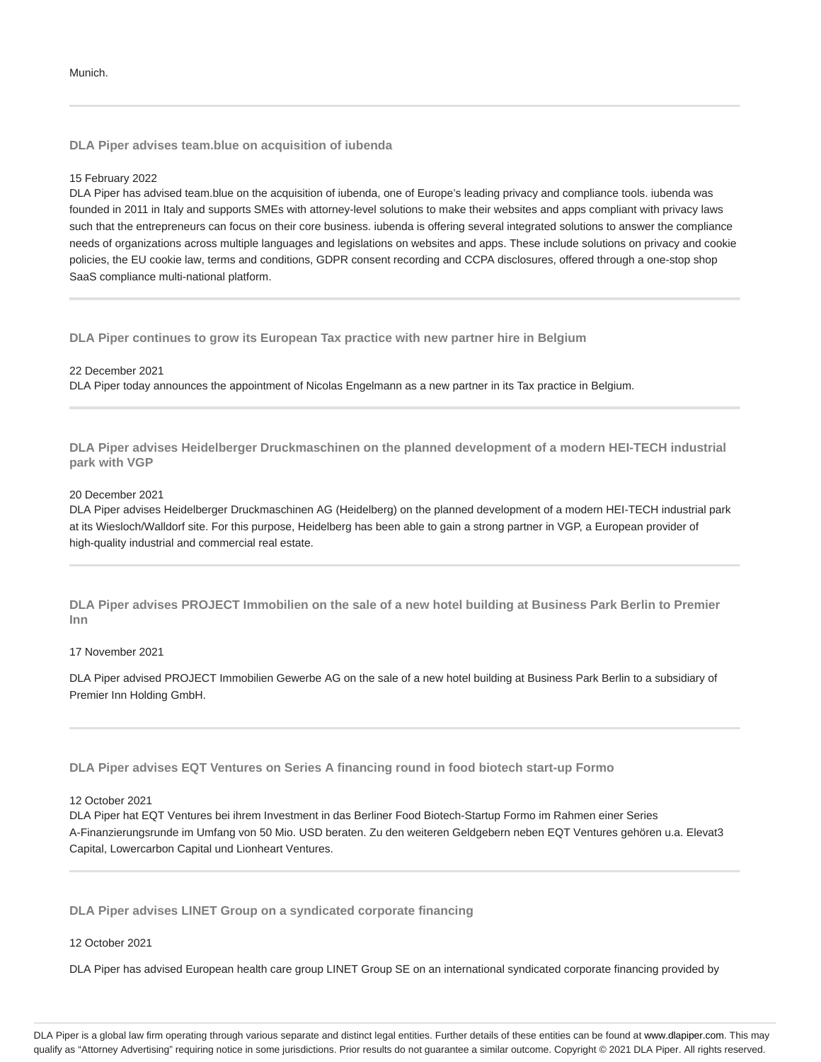Munich.

---

### DLA Piper advises team.blue on acquisition of iubenda

15 February 2022

DLA Piper has advised team.blue on the acquisition of iubenda, one of Europe's leading privacy and compliance tools. iubenda was founded in 2011 in Italy and supports SMEs with attorney-level solutions to make their websites and apps compliant with privacy laws such that the entrepreneurs can focus on their core business. iubenda is offering several integrated solutions to answer the compliance needs of organizations across multiple languages and legislations on websites and apps. These include solutions on privacy and cookie policies, the EU cookie law, terms and conditions, GDPR consent recording and CCPA disclosures, offered through a one-stop shop SaaS compliance multi-national platform.

---

### DLA Piper continues to grow its European Tax practice with new partner hire in Belgium

22 December 2021

DLA Piper today announces the appointment of Nicolas Engelmann as a new partner in its Tax practice in Belgium.

---

### DLA Piper advises Heidelberger Druckmaschinen on the planned development of a modern HEI-TECH industrial park with VGP

20 December 2021

DLA Piper advises Heidelberger Druckmaschinen AG (Heidelberg) on the planned development of a modern HEI-TECH industrial park at its Wiesloch/Walldorf site. For this purpose, Heidelberg has been able to gain a strong partner in VGP, a European provider of high-quality industrial and commercial real estate.

---

### DLA Piper advises PROJECT Immobilien on the sale of a new hotel building at Business Park Berlin to Premier Inn

17 November 2021

DLA Piper advised PROJECT Immobilien Gewerbe AG on the sale of a new hotel building at Business Park Berlin to a subsidiary of Premier Inn Holding GmbH.

---

### DLA Piper advises EQT Ventures on Series A financing round in food biotech start-up Formo

12 October 2021

DLA Piper hat EQT Ventures bei ihrem Investment in das Berliner Food Biotech-Startup Formo im Rahmen einer Series A-Finanzierungsrunde im Umfang von 50 Mio. USD beraten. Zu den weiteren Geldgebern neben EQT Ventures gehören u.a. Elevat3 Capital, Lowercarbon Capital und Lionheart Ventures.

---

### DLA Piper advises LINET Group on a syndicated corporate financing

12 October 2021

DLA Piper has advised European health care group LINET Group SE on an international syndicated corporate financing provided by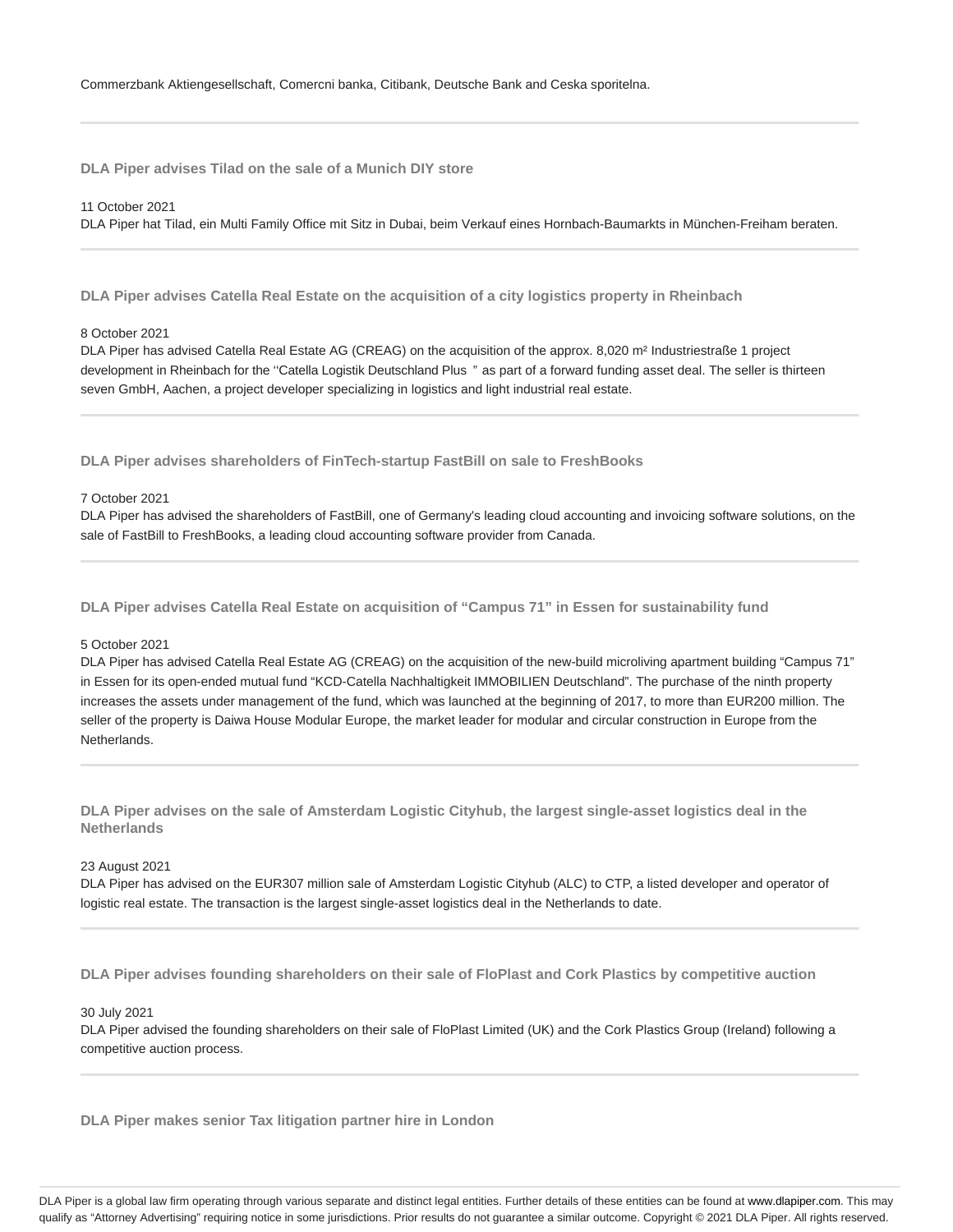Commerzbank Aktiengesellschaft, Comercni banka, Citibank, Deutsche Bank and Ceska sporitelna.

---

**DLA Piper advises Tilad on the sale of a Munich DIY store**

11 October 2021
DLA Piper hat Tilad, ein Multi Family Office mit Sitz in Dubai, beim Verkauf eines Hornbach-Baumarkts in München-Freiham beraten.

---

**DLA Piper advises Catella Real Estate on the acquisition of a city logistics property in Rheinbach**

8 October 2021
DLA Piper has advised Catella Real Estate AG (CREAG) on the acquisition of the approx. 8,020 m² Industriestraße 1 project development in Rheinbach for the ''Catella Logistik Deutschland Plus " as part of a forward funding asset deal. The seller is thirteen seven GmbH, Aachen, a project developer specializing in logistics and light industrial real estate.

---

**DLA Piper advises shareholders of FinTech-startup FastBill on sale to FreshBooks**

7 October 2021
DLA Piper has advised the shareholders of FastBill, one of Germany's leading cloud accounting and invoicing software solutions, on the sale of FastBill to FreshBooks, a leading cloud accounting software provider from Canada.

---

**DLA Piper advises Catella Real Estate on acquisition of "Campus 71" in Essen for sustainability fund**

5 October 2021
DLA Piper has advised Catella Real Estate AG (CREAG) on the acquisition of the new-build microliving apartment building "Campus 71" in Essen for its open-ended mutual fund "KCD-Catella Nachhaltigkeit IMMOBILIEN Deutschland". The purchase of the ninth property increases the assets under management of the fund, which was launched at the beginning of 2017, to more than EUR200 million. The seller of the property is Daiwa House Modular Europe, the market leader for modular and circular construction in Europe from the Netherlands.

---

**DLA Piper advises on the sale of Amsterdam Logistic Cityhub, the largest single-asset logistics deal in the Netherlands**

23 August 2021
DLA Piper has advised on the EUR307 million sale of Amsterdam Logistic Cityhub (ALC) to CTP, a listed developer and operator of logistic real estate. The transaction is the largest single-asset logistics deal in the Netherlands to date.

---

**DLA Piper advises founding shareholders on their sale of FloPlast and Cork Plastics by competitive auction**

30 July 2021
DLA Piper advised the founding shareholders on their sale of FloPlast Limited (UK) and the Cork Plastics Group (Ireland) following a competitive auction process.

---

**DLA Piper makes senior Tax litigation partner hire in London**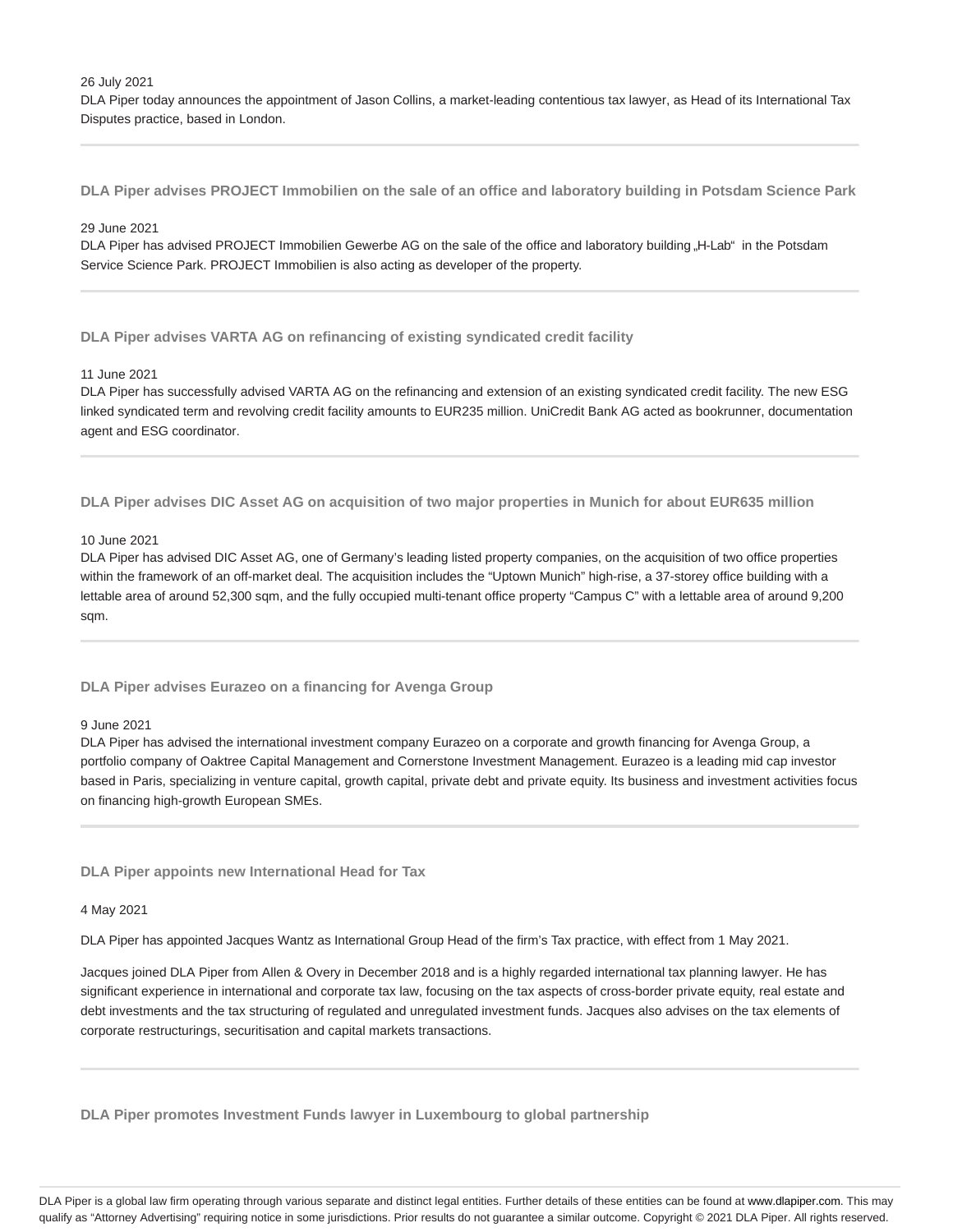26 July 2021

DLA Piper today announces the appointment of Jason Collins, a market-leading contentious tax lawyer, as Head of its International Tax Disputes practice, based in London.

---

### DLA Piper advises PROJECT Immobilien on the sale of an office and laboratory building in Potsdam Science Park

29 June 2021

DLA Piper has advised PROJECT Immobilien Gewerbe AG on the sale of the office and laboratory building „H-Lab"  in the Potsdam Service Science Park. PROJECT Immobilien is also acting as developer of the property.

---

### DLA Piper advises VARTA AG on refinancing of existing syndicated credit facility

11 June 2021

DLA Piper has successfully advised VARTA AG on the refinancing and extension of an existing syndicated credit facility. The new ESG linked syndicated term and revolving credit facility amounts to EUR235 million. UniCredit Bank AG acted as bookrunner, documentation agent and ESG coordinator.

---

### DLA Piper advises DIC Asset AG on acquisition of two major properties in Munich for about EUR635 million

10 June 2021

DLA Piper has advised DIC Asset AG, one of Germany's leading listed property companies, on the acquisition of two office properties within the framework of an off-market deal. The acquisition includes the "Uptown Munich" high-rise, a 37-storey office building with a lettable area of around 52,300 sqm, and the fully occupied multi-tenant office property "Campus C" with a lettable area of around 9,200 sqm.

---

### DLA Piper advises Eurazeo on a financing for Avenga Group

9 June 2021

DLA Piper has advised the international investment company Eurazeo on a corporate and growth financing for Avenga Group, a portfolio company of Oaktree Capital Management and Cornerstone Investment Management. Eurazeo is a leading mid cap investor based in Paris, specializing in venture capital, growth capital, private debt and private equity. Its business and investment activities focus on financing high-growth European SMEs.

---

### DLA Piper appoints new International Head for Tax

4 May 2021

DLA Piper has appointed Jacques Wantz as International Group Head of the firm's Tax practice, with effect from 1 May 2021.

Jacques joined DLA Piper from Allen & Overy in December 2018 and is a highly regarded international tax planning lawyer. He has significant experience in international and corporate tax law, focusing on the tax aspects of cross-border private equity, real estate and debt investments and the tax structuring of regulated and unregulated investment funds. Jacques also advises on the tax elements of corporate restructurings, securitisation and capital markets transactions.

---

### DLA Piper promotes Investment Funds lawyer in Luxembourg to global partnership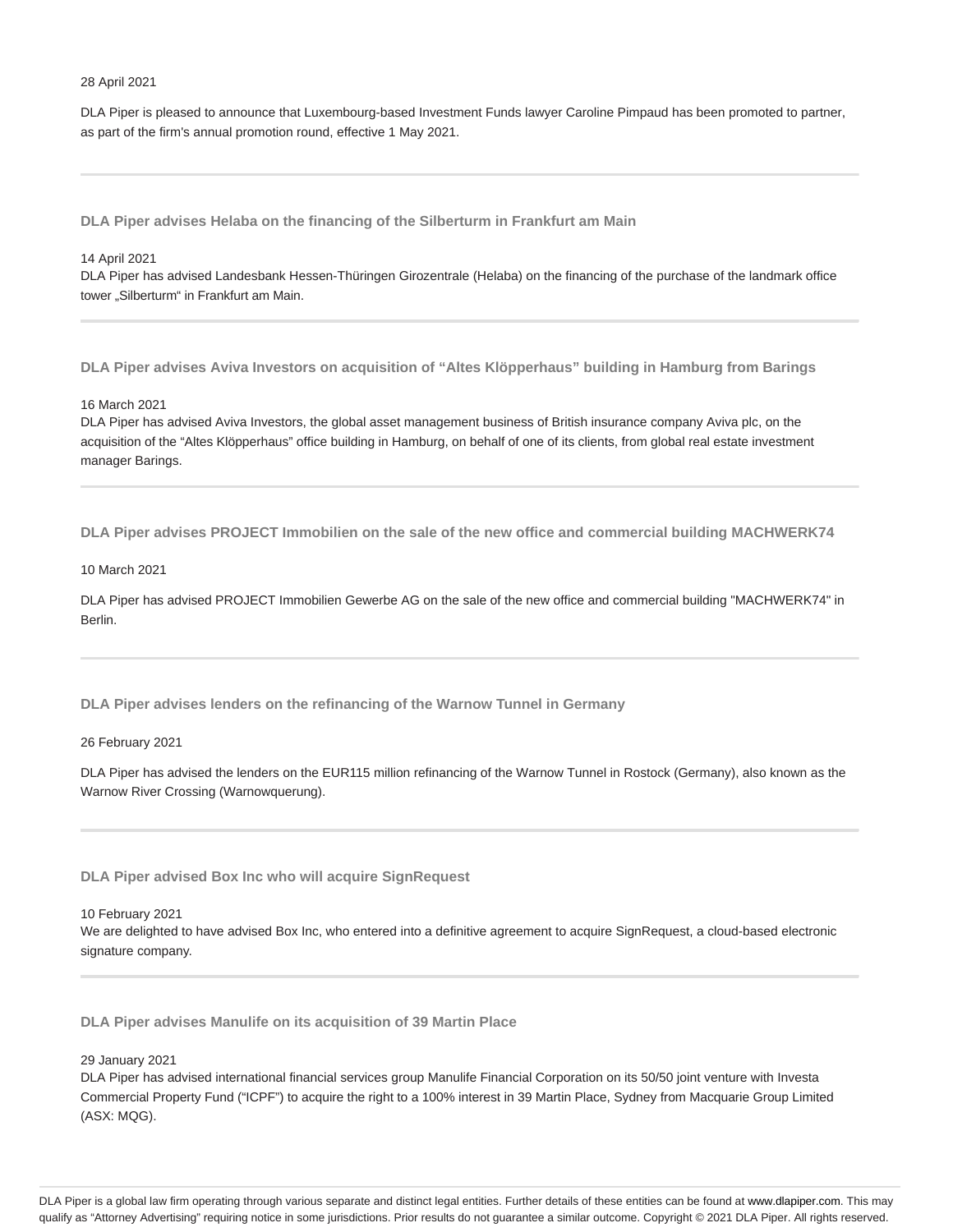28 April 2021

DLA Piper is pleased to announce that Luxembourg-based Investment Funds lawyer Caroline Pimpaud has been promoted to partner, as part of the firm's annual promotion round, effective 1 May 2021.

---

**DLA Piper advises Helaba on the financing of the Silberturm in Frankfurt am Main**

14 April 2021

DLA Piper has advised Landesbank Hessen-Thüringen Girozentrale (Helaba) on the financing of the purchase of the landmark office tower „Silberturm" in Frankfurt am Main.

---

**DLA Piper advises Aviva Investors on acquisition of "Altes Klöpperhaus" building in Hamburg from Barings**

16 March 2021

DLA Piper has advised Aviva Investors, the global asset management business of British insurance company Aviva plc, on the acquisition of the "Altes Klöpperhaus" office building in Hamburg, on behalf of one of its clients, from global real estate investment manager Barings.

---

**DLA Piper advises PROJECT Immobilien on the sale of the new office and commercial building MACHWERK74**

10 March 2021

DLA Piper has advised PROJECT Immobilien Gewerbe AG on the sale of the new office and commercial building "MACHWERK74" in Berlin.

---

**DLA Piper advises lenders on the refinancing of the Warnow Tunnel in Germany**

26 February 2021

DLA Piper has advised the lenders on the EUR115 million refinancing of the Warnow Tunnel in Rostock (Germany), also known as the Warnow River Crossing (Warnowquerung).

---

**DLA Piper advised Box Inc who will acquire SignRequest**

10 February 2021

We are delighted to have advised Box Inc, who entered into a definitive agreement to acquire SignRequest, a cloud-based electronic signature company.

---

**DLA Piper advises Manulife on its acquisition of 39 Martin Place**

29 January 2021

DLA Piper has advised international financial services group Manulife Financial Corporation on its 50/50 joint venture with Investa Commercial Property Fund ("ICPF") to acquire the right to a 100% interest in 39 Martin Place, Sydney from Macquarie Group Limited (ASX: MQG).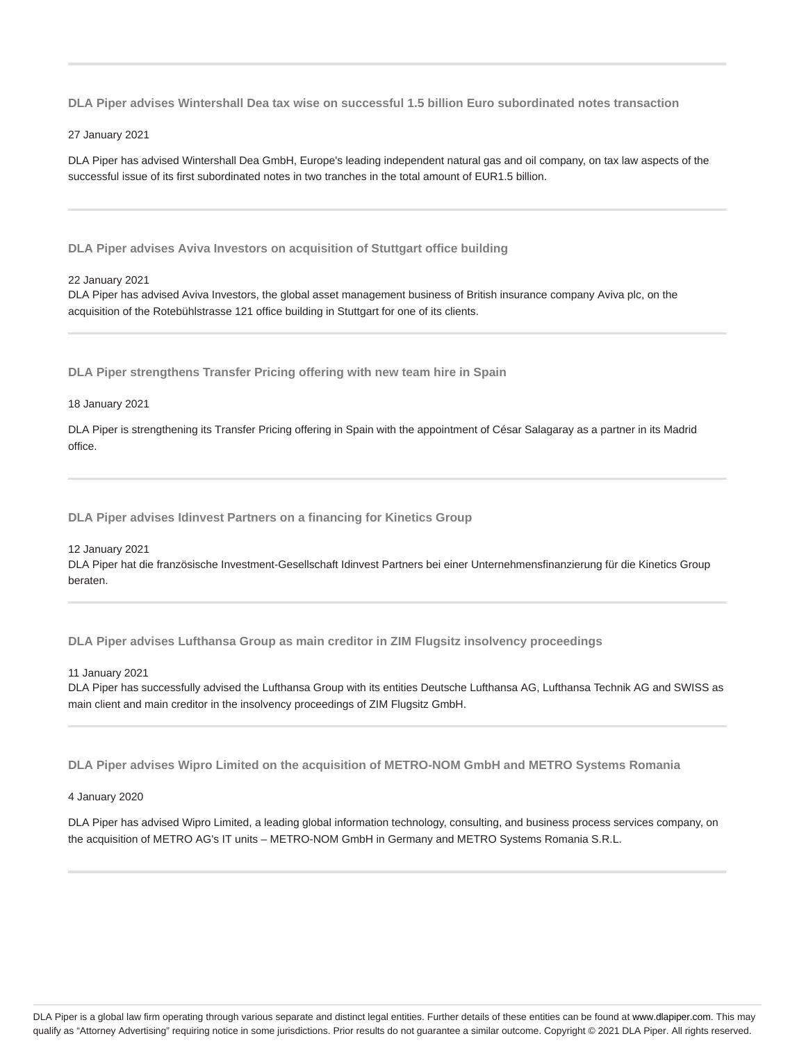### DLA Piper advises Wintershall Dea tax wise on successful 1.5 billion Euro subordinated notes transaction

27 January 2021

DLA Piper has advised Wintershall Dea GmbH, Europe's leading independent natural gas and oil company, on tax law aspects of the successful issue of its first subordinated notes in two tranches in the total amount of EUR1.5 billion.

---

### DLA Piper advises Aviva Investors on acquisition of Stuttgart office building

22 January 2021

DLA Piper has advised Aviva Investors, the global asset management business of British insurance company Aviva plc, on the acquisition of the Rotebühlstrasse 121 office building in Stuttgart for one of its clients.

---

### DLA Piper strengthens Transfer Pricing offering with new team hire in Spain

18 January 2021

DLA Piper is strengthening its Transfer Pricing offering in Spain with the appointment of César Salagaray as a partner in its Madrid office.

---

### DLA Piper advises Idinvest Partners on a financing for Kinetics Group

12 January 2021

DLA Piper hat die französische Investment-Gesellschaft Idinvest Partners bei einer Unternehmensfinanzierung für die Kinetics Group beraten.

---

### DLA Piper advises Lufthansa Group as main creditor in ZIM Flugsitz insolvency proceedings

11 January 2021

DLA Piper has successfully advised the Lufthansa Group with its entities Deutsche Lufthansa AG, Lufthansa Technik AG and SWISS as main client and main creditor in the insolvency proceedings of ZIM Flugsitz GmbH.

---

### DLA Piper advises Wipro Limited on the acquisition of METRO-NOM GmbH and METRO Systems Romania

4 January 2020

DLA Piper has advised Wipro Limited, a leading global information technology, consulting, and business process services company, on the acquisition of METRO AG's IT units – METRO-NOM GmbH in Germany and METRO Systems Romania S.R.L.

---

DLA Piper is a global law firm operating through various separate and distinct legal entities. Further details of these entities can be found at www.dlapiper.com. This may qualify as "Attorney Advertising" requiring notice in some jurisdictions. Prior results do not guarantee a similar outcome. Copyright © 2021 DLA Piper. All rights reserved.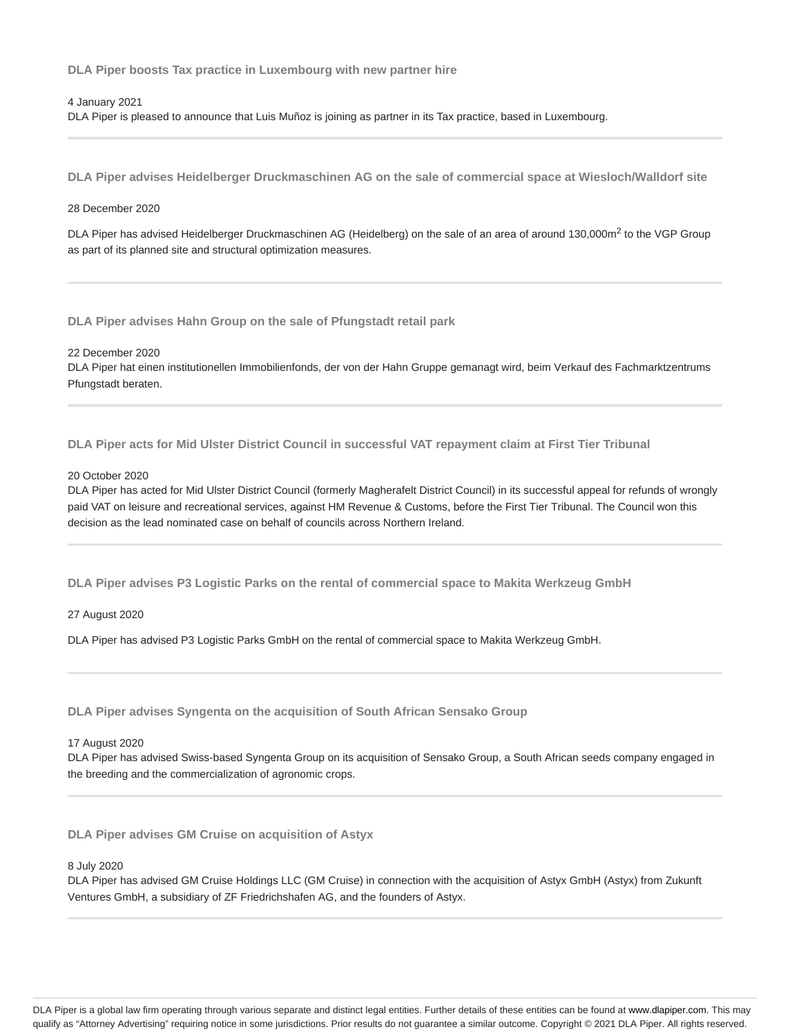### DLA Piper boosts Tax practice in Luxembourg with new partner hire

4 January 2021

DLA Piper is pleased to announce that Luis Muñoz is joining as partner in its Tax practice, based in Luxembourg.

---

### DLA Piper advises Heidelberger Druckmaschinen AG on the sale of commercial space at Wiesloch/Walldorf site

28 December 2020

DLA Piper has advised Heidelberger Druckmaschinen AG (Heidelberg) on the sale of an area of around 130,000$m^2$ to the VGP Group as part of its planned site and structural optimization measures.

---

### DLA Piper advises Hahn Group on the sale of Pfungstadt retail park

22 December 2020

DLA Piper hat einen institutionellen Immobilienfonds, der von der Hahn Gruppe gemanagt wird, beim Verkauf des Fachmarktzentrums Pfungstadt beraten.

---

### DLA Piper acts for Mid Ulster District Council in successful VAT repayment claim at First Tier Tribunal

20 October 2020

DLA Piper has acted for Mid Ulster District Council (formerly Magherafelt District Council) in its successful appeal for refunds of wrongly paid VAT on leisure and recreational services, against HM Revenue & Customs, before the First Tier Tribunal. The Council won this decision as the lead nominated case on behalf of councils across Northern Ireland.

---

### DLA Piper advises P3 Logistic Parks on the rental of commercial space to Makita Werkzeug GmbH

27 August 2020

DLA Piper has advised P3 Logistic Parks GmbH on the rental of commercial space to Makita Werkzeug GmbH.

---

### DLA Piper advises Syngenta on the acquisition of South African Sensako Group

17 August 2020

DLA Piper has advised Swiss-based Syngenta Group on its acquisition of Sensako Group, a South African seeds company engaged in the breeding and the commercialization of agronomic crops.

---

### DLA Piper advises GM Cruise on acquisition of Astyx

8 July 2020

DLA Piper has advised GM Cruise Holdings LLC (GM Cruise) in connection with the acquisition of Astyx GmbH (Astyx) from Zukunft Ventures GmbH, a subsidiary of ZF Friedrichshafen AG, and the founders of Astyx.

---

DLA Piper is a global law firm operating through various separate and distinct legal entities. Further details of these entities can be found at www.dlapiper.com. This may qualify as "Attorney Advertising" requiring notice in some jurisdictions. Prior results do not guarantee a similar outcome. Copyright © 2021 DLA Piper. All rights reserved.